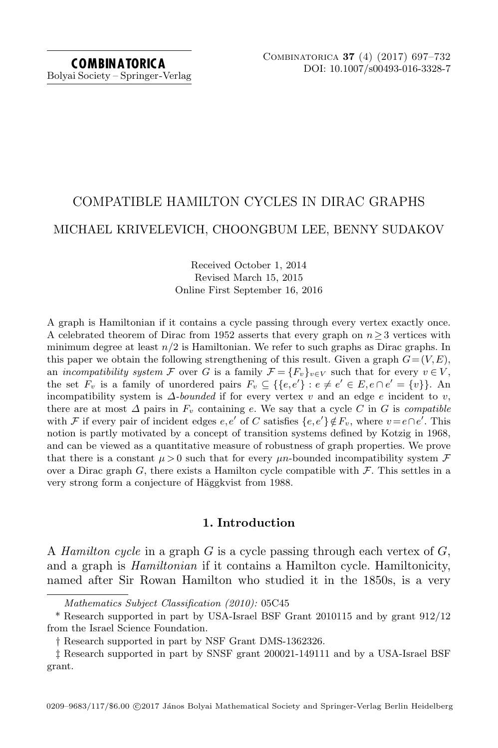# COMPATIBLE HAMILTON CYCLES IN DIRAC GRAPHS

MICHAEL KRIVELEVICH, CHOONGBUM LEE, BENNY SUDAKOV

Received October 1, 2014
Revised March 15, 2015
Online First September 16, 2016

A graph is Hamiltonian if it contains a cycle passing through every vertex exactly once. A celebrated theorem of Dirac from 1952 asserts that every graph on $n \geq 3$ vertices with minimum degree at least $n/2$ is Hamiltonian. We refer to such graphs as Dirac graphs. In this paper we obtain the following strengthening of this result. Given a graph $G = (V, E)$, an *incompatibility system* $\mathcal{F}$ over $G$ is a family $\mathcal{F} = \{F_v\}_{v \in V}$ such that for every $v \in V$, the set $F_v$ is a family of unordered pairs $F_v \subseteq \{\{e, e'\} : e \neq e' \in E, e \cap e' = \{v\}\}$. An incompatibility system is $\Delta$*-bounded* if for every vertex $v$ and an edge $e$ incident to $v$, there are at most $\Delta$ pairs in $F_v$ containing $e$. We say that a cycle $C$ in $G$ is *compatible* with $\mathcal{F}$ if every pair of incident edges $e, e'$ of $C$ satisfies $\{e, e'\} \notin F_v$, where $v = e \cap e'$. This notion is partly motivated by a concept of transition systems defined by Kotzig in 1968, and can be viewed as a quantitative measure of robustness of graph properties. We prove that there is a constant $\mu > 0$ such that for every $\mu n$-bounded incompatibility system $\mathcal{F}$ over a Dirac graph $G$, there exists a Hamilton cycle compatible with $\mathcal{F}$. This settles in a very strong form a conjecture of Häggkvist from 1988.

## 1. Introduction

A *Hamilton cycle* in a graph $G$ is a cycle passing through each vertex of $G$, and a graph is *Hamiltonian* if it contains a Hamilton cycle. Hamiltonicity, named after Sir Rowan Hamilton who studied it in the 1850s, is a very

---

*Mathematics Subject Classification (2010):* 05C45

\* Research supported in part by USA-Israel BSF Grant 2010115 and by grant 912/12 from the Israel Science Foundation.

† Research supported in part by NSF Grant DMS-1362326.

‡ Research supported in part by SNSF grant 200021-149111 and by a USA-Israel BSF grant.

0209–9683/117/$6.00 ©2017 János Bolyai Mathematical Society and Springer-Verlag Berlin Heidelberg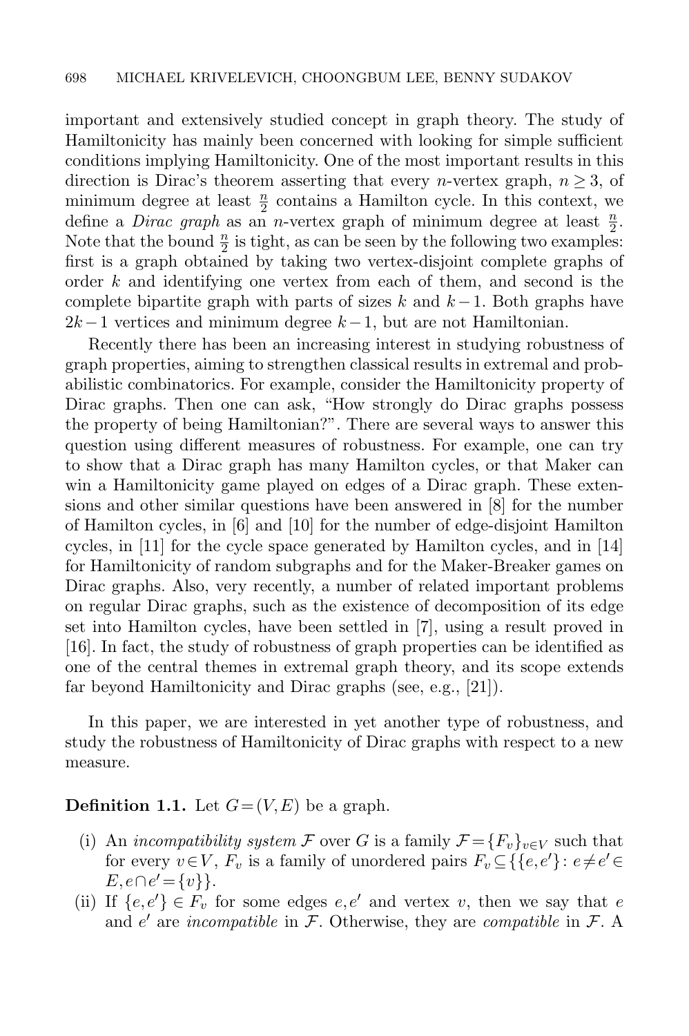important and extensively studied concept in graph theory. The study of Hamiltonicity has mainly been concerned with looking for simple sufficient conditions implying Hamiltonicity. One of the most important results in this direction is Dirac's theorem asserting that every $n$-vertex graph, $n \geq 3$, of minimum degree at least $\frac{n}{2}$ contains a Hamilton cycle. In this context, we define a *Dirac graph* as an $n$-vertex graph of minimum degree at least $\frac{n}{2}$. Note that the bound $\frac{n}{2}$ is tight, as can be seen by the following two examples: first is a graph obtained by taking two vertex-disjoint complete graphs of order $k$ and identifying one vertex from each of them, and second is the complete bipartite graph with parts of sizes $k$ and $k-1$. Both graphs have $2k-1$ vertices and minimum degree $k-1$, but are not Hamiltonian.

Recently there has been an increasing interest in studying robustness of graph properties, aiming to strengthen classical results in extremal and probabilistic combinatorics. For example, consider the Hamiltonicity property of Dirac graphs. Then one can ask, "How strongly do Dirac graphs possess the property of being Hamiltonian?". There are several ways to answer this question using different measures of robustness. For example, one can try to show that a Dirac graph has many Hamilton cycles, or that Maker can win a Hamiltonicity game played on edges of a Dirac graph. These extensions and other similar questions have been answered in [8] for the number of Hamilton cycles, in [6] and [10] for the number of edge-disjoint Hamilton cycles, in [11] for the cycle space generated by Hamilton cycles, and in [14] for Hamiltonicity of random subgraphs and for the Maker-Breaker games on Dirac graphs. Also, very recently, a number of related important problems on regular Dirac graphs, such as the existence of decomposition of its edge set into Hamilton cycles, have been settled in [7], using a result proved in [16]. In fact, the study of robustness of graph properties can be identified as one of the central themes in extremal graph theory, and its scope extends far beyond Hamiltonicity and Dirac graphs (see, e.g., [21]).

In this paper, we are interested in yet another type of robustness, and study the robustness of Hamiltonicity of Dirac graphs with respect to a new measure.

**Definition 1.1.** Let $G=(V,E)$ be a graph.

(i) An *incompatibility system* $\mathcal{F}$ over $G$ is a family $\mathcal{F}=\{F_v\}_{v\in V}$ such that for every $v\in V$, $F_v$ is a family of unordered pairs $F_v \subseteq \{\{e,e'\}: e\neq e' \in E, e\cap e'=\{v\}\}$.

(ii) If $\{e,e'\} \in F_v$ for some edges $e,e'$ and vertex $v$, then we say that $e$ and $e'$ are *incompatible* in $\mathcal{F}$. Otherwise, they are *compatible* in $\mathcal{F}$. A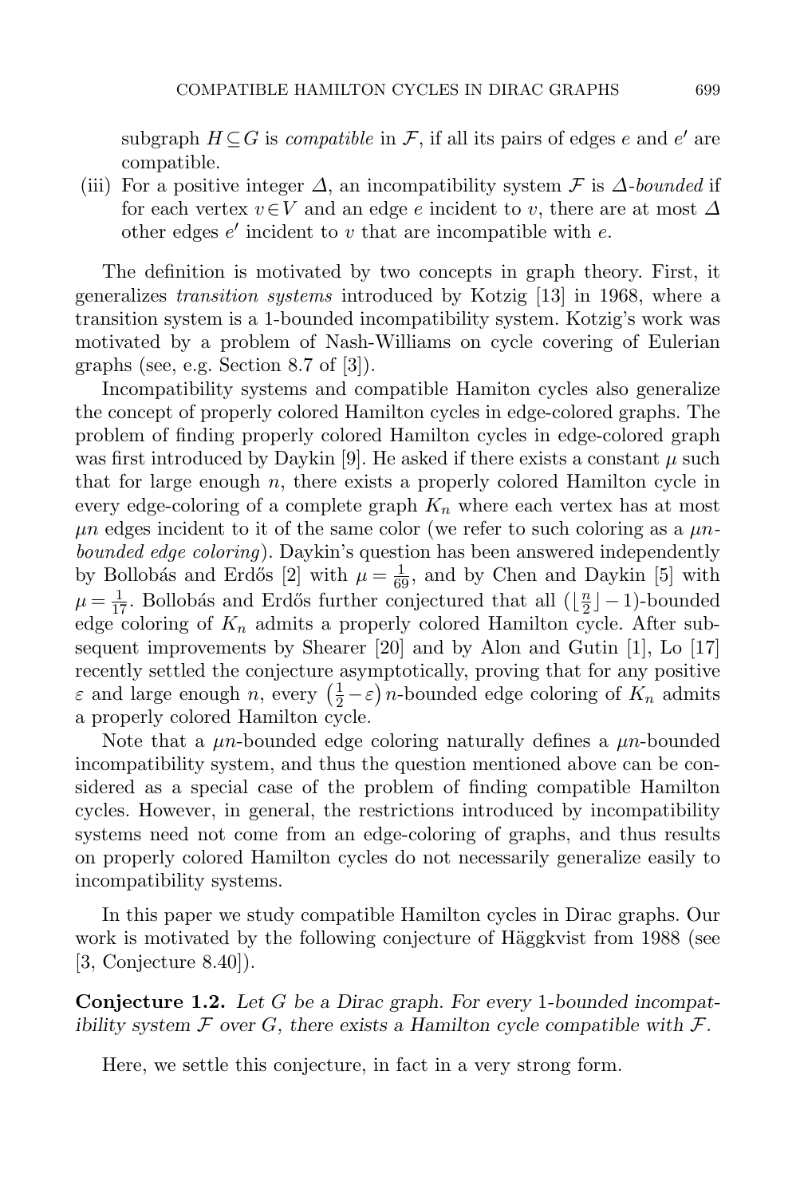subgraph $H \subseteq G$ is *compatible* in $\mathcal{F}$, if all its pairs of edges $e$ and $e'$ are compatible.

(iii) For a positive integer $\Delta$, an incompatibility system $\mathcal{F}$ is $\Delta$-*bounded* if for each vertex $v \in V$ and an edge $e$ incident to $v$, there are at most $\Delta$ other edges $e'$ incident to $v$ that are incompatible with $e$.

The definition is motivated by two concepts in graph theory. First, it generalizes *transition systems* introduced by Kotzig [13] in 1968, where a transition system is a 1-bounded incompatibility system. Kotzig's work was motivated by a problem of Nash-Williams on cycle covering of Eulerian graphs (see, e.g. Section 8.7 of [3]).

Incompatibility systems and compatible Hamiton cycles also generalize the concept of properly colored Hamilton cycles in edge-colored graphs. The problem of finding properly colored Hamilton cycles in edge-colored graph was first introduced by Daykin [9]. He asked if there exists a constant $\mu$ such that for large enough $n$, there exists a properly colored Hamilton cycle in every edge-coloring of a complete graph $K_n$ where each vertex has at most $\mu n$ edges incident to it of the same color (we refer to such coloring as a $\mu n$-*bounded edge coloring*). Daykin's question has been answered independently by Bollobás and Erdős [2] with $\mu = \frac{1}{69}$, and by Chen and Daykin [5] with $\mu = \frac{1}{17}$. Bollobás and Erdős further conjectured that all $(\lfloor \frac{n}{2} \rfloor - 1)$-bounded edge coloring of $K_n$ admits a properly colored Hamilton cycle. After subsequent improvements by Shearer [20] and by Alon and Gutin [1], Lo [17] recently settled the conjecture asymptotically, proving that for any positive $\varepsilon$ and large enough $n$, every $\left(\frac{1}{2} - \varepsilon\right) n$-bounded edge coloring of $K_n$ admits a properly colored Hamilton cycle.

Note that a $\mu n$-bounded edge coloring naturally defines a $\mu n$-bounded incompatibility system, and thus the question mentioned above can be considered as a special case of the problem of finding compatible Hamilton cycles. However, in general, the restrictions introduced by incompatibility systems need not come from an edge-coloring of graphs, and thus results on properly colored Hamilton cycles do not necessarily generalize easily to incompatibility systems.

In this paper we study compatible Hamilton cycles in Dirac graphs. Our work is motivated by the following conjecture of Häggkvist from 1988 (see [3, Conjecture 8.40]).

**Conjecture 1.2.** *Let $G$ be a Dirac graph. For every 1-bounded incompatibility system $\mathcal{F}$ over $G$, there exists a Hamilton cycle compatible with $\mathcal{F}$.*

Here, we settle this conjecture, in fact in a very strong form.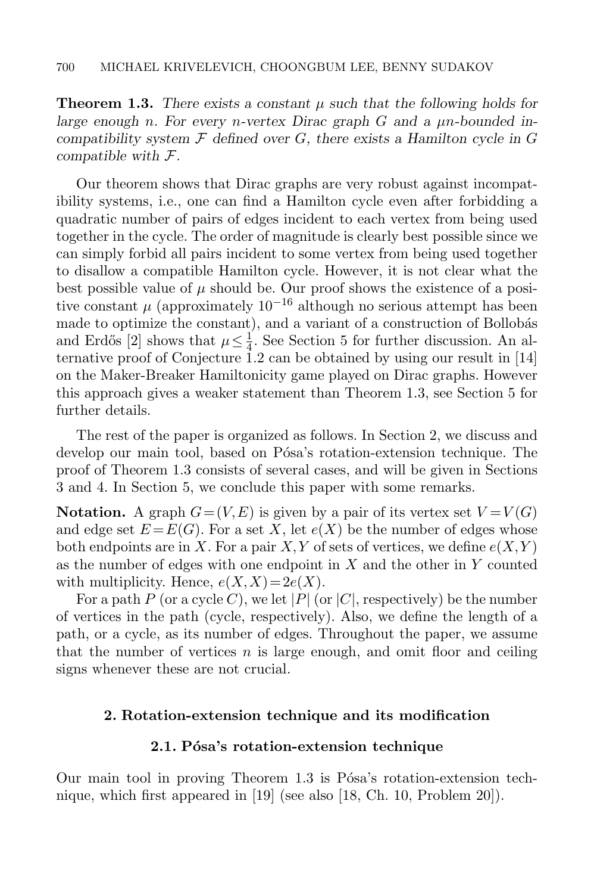**Theorem 1.3.** *There exists a constant $\mu$ such that the following holds for large enough $n$. For every $n$-vertex Dirac graph $G$ and a $\mu n$-bounded incompatibility system $\mathcal{F}$ defined over $G$, there exists a Hamilton cycle in $G$ compatible with $\mathcal{F}$.*

Our theorem shows that Dirac graphs are very robust against incompatibility systems, i.e., one can find a Hamilton cycle even after forbidding a quadratic number of pairs of edges incident to each vertex from being used together in the cycle. The order of magnitude is clearly best possible since we can simply forbid all pairs incident to some vertex from being used together to disallow a compatible Hamilton cycle. However, it is not clear what the best possible value of $\mu$ should be. Our proof shows the existence of a positive constant $\mu$ (approximately $10^{-16}$ although no serious attempt has been made to optimize the constant), and a variant of a construction of Bollobás and Erdős [2] shows that $\mu \leq \frac{1}{4}$. See Section 5 for further discussion. An alternative proof of Conjecture 1.2 can be obtained by using our result in [14] on the Maker-Breaker Hamiltonicity game played on Dirac graphs. However this approach gives a weaker statement than Theorem 1.3, see Section 5 for further details.

The rest of the paper is organized as follows. In Section 2, we discuss and develop our main tool, based on Pósa's rotation-extension technique. The proof of Theorem 1.3 consists of several cases, and will be given in Sections 3 and 4. In Section 5, we conclude this paper with some remarks.

**Notation.** A graph $G=(V,E)$ is given by a pair of its vertex set $V=V(G)$ and edge set $E=E(G)$. For a set $X$, let $e(X)$ be the number of edges whose both endpoints are in $X$. For a pair $X,Y$ of sets of vertices, we define $e(X,Y)$ as the number of edges with one endpoint in $X$ and the other in $Y$ counted with multiplicity. Hence, $e(X,X)=2e(X)$.

For a path $P$ (or a cycle $C$), we let $|P|$ (or $|C|$, respectively) be the number of vertices in the path (cycle, respectively). Also, we define the length of a path, or a cycle, as its number of edges. Throughout the paper, we assume that the number of vertices $n$ is large enough, and omit floor and ceiling signs whenever these are not crucial.

## 2. Rotation-extension technique and its modification

### 2.1. Pósa's rotation-extension technique

Our main tool in proving Theorem 1.3 is Pósa's rotation-extension technique, which first appeared in [19] (see also [18, Ch. 10, Problem 20]).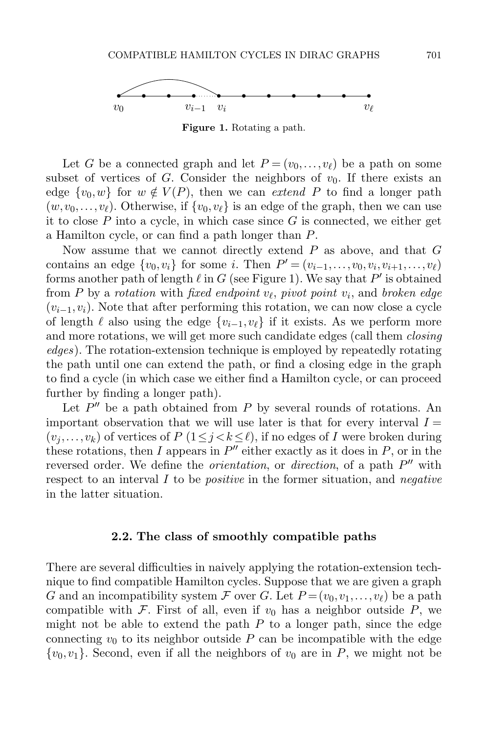**Figure 1.** Rotating a path.

Let $G$ be a connected graph and let $P=(v_0,\dots,v_\ell)$ be a path on some subset of vertices of $G$. Consider the neighbors of $v_0$. If there exists an edge $\{v_0,w\}$ for $w\notin V(P)$, then we can *extend* $P$ to find a longer path $(w,v_0,\dots,v_\ell)$. Otherwise, if $\{v_0,v_\ell\}$ is an edge of the graph, then we can use it to close $P$ into a cycle, in which case since $G$ is connected, we either get a Hamilton cycle, or can find a path longer than $P$.

Now assume that we cannot directly extend $P$ as above, and that $G$ contains an edge $\{v_0,v_i\}$ for some $i$. Then $P'=(v_{i-1},\dots,v_0,v_i,v_{i+1},\dots,v_\ell)$ forms another path of length $\ell$ in $G$ (see Figure 1). We say that $P'$ is obtained from $P$ by a *rotation* with *fixed endpoint* $v_\ell$, *pivot point* $v_i$, and *broken edge* $(v_{i-1},v_i)$. Note that after performing this rotation, we can now close a cycle of length $\ell$ also using the edge $\{v_{i-1},v_\ell\}$ if it exists. As we perform more and more rotations, we will get more such candidate edges (call them *closing edges*). The rotation-extension technique is employed by repeatedly rotating the path until one can extend the path, or find a closing edge in the graph to find a cycle (in which case we either find a Hamilton cycle, or can proceed further by finding a longer path).

Let $P''$ be a path obtained from $P$ by several rounds of rotations. An important observation that we will use later is that for every interval $I=(v_j,\dots,v_k)$ of vertices of $P$ ($1\le j<k\le\ell$), if no edges of $I$ were broken during these rotations, then $I$ appears in $P''$ either exactly as it does in $P$, or in the reversed order. We define the *orientation*, or *direction*, of a path $P''$ with respect to an interval $I$ to be *positive* in the former situation, and *negative* in the latter situation.

### 2.2. The class of smoothly compatible paths

There are several difficulties in naively applying the rotation-extension technique to find compatible Hamilton cycles. Suppose that we are given a graph $G$ and an incompatibility system $\mathcal{F}$ over $G$. Let $P=(v_0,v_1,\dots,v_\ell)$ be a path compatible with $\mathcal{F}$. First of all, even if $v_0$ has a neighbor outside $P$, we might not be able to extend the path $P$ to a longer path, since the edge connecting $v_0$ to its neighbor outside $P$ can be incompatible with the edge $\{v_0,v_1\}$. Second, even if all the neighbors of $v_0$ are in $P$, we might not be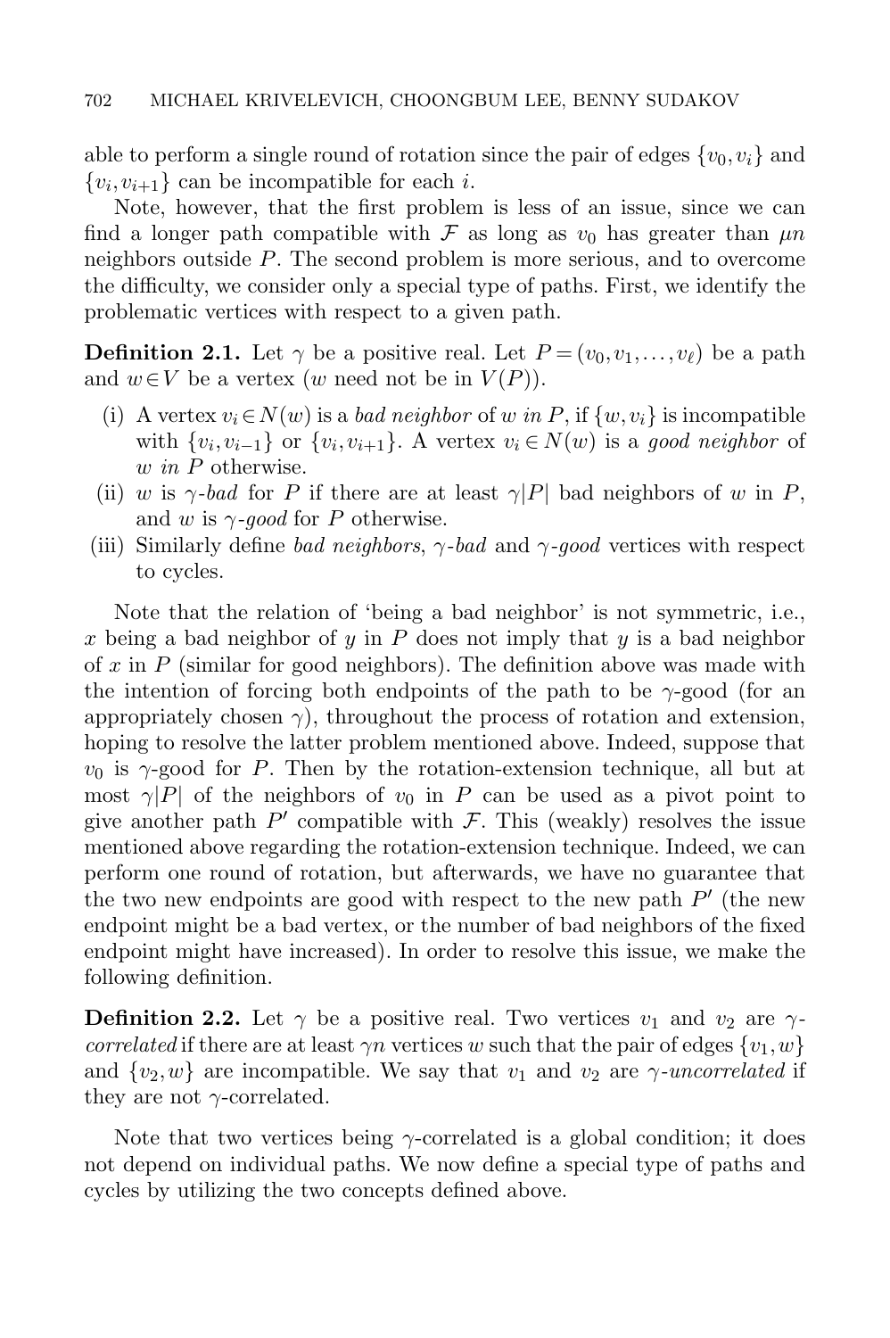able to perform a single round of rotation since the pair of edges $\{v_0, v_i\}$ and $\{v_i, v_{i+1}\}$ can be incompatible for each $i$.

Note, however, that the first problem is less of an issue, since we can find a longer path compatible with $\mathcal{F}$ as long as $v_0$ has greater than $\mu n$ neighbors outside $P$. The second problem is more serious, and to overcome the difficulty, we consider only a special type of paths. First, we identify the problematic vertices with respect to a given path.

**Definition 2.1.** Let $\gamma$ be a positive real. Let $P = (v_0, v_1, \ldots, v_\ell)$ be a path and $w \in V$ be a vertex ($w$ need not be in $V(P)$).

- (i) A vertex $v_i \in N(w)$ is a *bad neighbor* of $w$ *in* $P$, if $\{w, v_i\}$ is incompatible with $\{v_i, v_{i-1}\}$ or $\{v_i, v_{i+1}\}$. A vertex $v_i \in N(w)$ is a *good neighbor* of $w$ *in* $P$ otherwise.
- (ii) $w$ is $\gamma$*-bad* for $P$ if there are at least $\gamma|P|$ bad neighbors of $w$ in $P$, and $w$ is $\gamma$*-good* for $P$ otherwise.
- (iii) Similarly define *bad neighbors*, $\gamma$*-bad* and $\gamma$*-good* vertices with respect to cycles.

Note that the relation of 'being a bad neighbor' is not symmetric, i.e., $x$ being a bad neighbor of $y$ in $P$ does not imply that $y$ is a bad neighbor of $x$ in $P$ (similar for good neighbors). The definition above was made with the intention of forcing both endpoints of the path to be $\gamma$-good (for an appropriately chosen $\gamma$), throughout the process of rotation and extension, hoping to resolve the latter problem mentioned above. Indeed, suppose that $v_0$ is $\gamma$-good for $P$. Then by the rotation-extension technique, all but at most $\gamma|P|$ of the neighbors of $v_0$ in $P$ can be used as a pivot point to give another path $P'$ compatible with $\mathcal{F}$. This (weakly) resolves the issue mentioned above regarding the rotation-extension technique. Indeed, we can perform one round of rotation, but afterwards, we have no guarantee that the two new endpoints are good with respect to the new path $P'$ (the new endpoint might be a bad vertex, or the number of bad neighbors of the fixed endpoint might have increased). In order to resolve this issue, we make the following definition.

**Definition 2.2.** Let $\gamma$ be a positive real. Two vertices $v_1$ and $v_2$ are $\gamma$*-correlated* if there are at least $\gamma n$ vertices $w$ such that the pair of edges $\{v_1, w\}$ and $\{v_2, w\}$ are incompatible. We say that $v_1$ and $v_2$ are $\gamma$*-uncorrelated* if they are not $\gamma$-correlated.

Note that two vertices being $\gamma$-correlated is a global condition; it does not depend on individual paths. We now define a special type of paths and cycles by utilizing the two concepts defined above.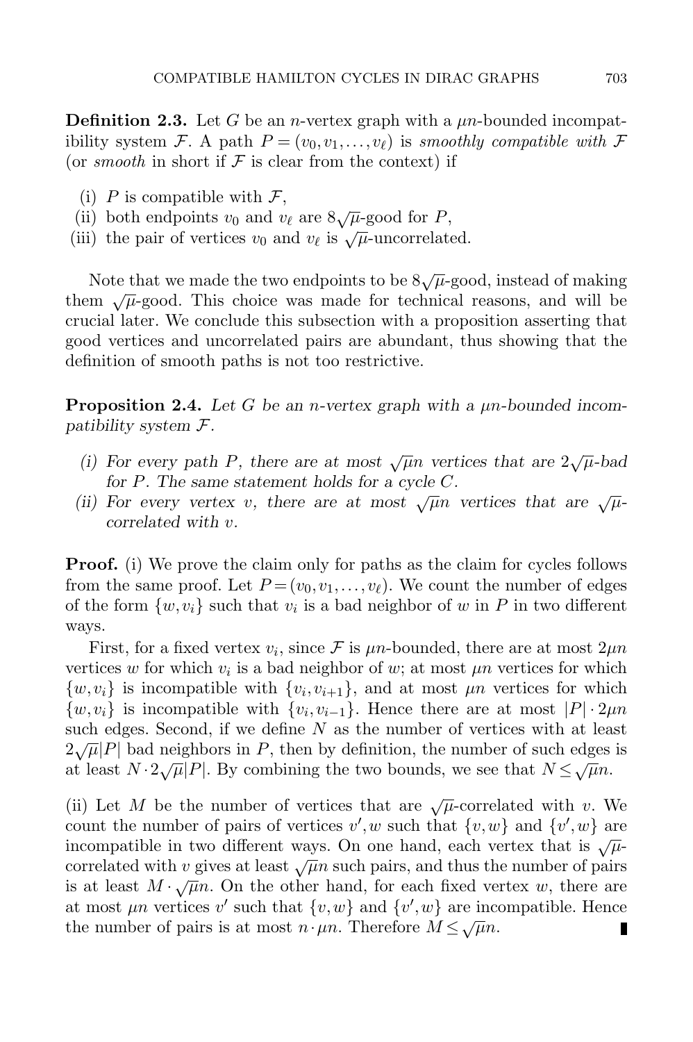**Definition 2.3.** Let $G$ be an $n$-vertex graph with a $\mu n$-bounded incompatibility system $\mathcal{F}$. A path $P=(v_0,v_1,\dots,v_\ell)$ is *smoothly compatible with* $\mathcal{F}$ (or *smooth* in short if $\mathcal{F}$ is clear from the context) if

(i) $P$ is compatible with $\mathcal{F}$,
(ii) both endpoints $v_0$ and $v_\ell$ are $8\sqrt{\mu}$-good for $P$,
(iii) the pair of vertices $v_0$ and $v_\ell$ is $\sqrt{\mu}$-uncorrelated.

Note that we made the two endpoints to be $8\sqrt{\mu}$-good, instead of making them $\sqrt{\mu}$-good. This choice was made for technical reasons, and will be crucial later. We conclude this subsection with a proposition asserting that good vertices and uncorrelated pairs are abundant, thus showing that the definition of smooth paths is not too restrictive.

**Proposition 2.4.** *Let $G$ be an $n$-vertex graph with a $\mu n$-bounded incompatibility system $\mathcal{F}$.*

*(i) For every path $P$, there are at most $\sqrt{\mu}n$ vertices that are $2\sqrt{\mu}$-bad for $P$. The same statement holds for a cycle $C$.*
*(ii) For every vertex $v$, there are at most $\sqrt{\mu}n$ vertices that are $\sqrt{\mu}$-correlated with $v$.*

**Proof.** (i) We prove the claim only for paths as the claim for cycles follows from the same proof. Let $P=(v_0,v_1,\dots,v_\ell)$. We count the number of edges of the form $\{w,v_i\}$ such that $v_i$ is a bad neighbor of $w$ in $P$ in two different ways.

First, for a fixed vertex $v_i$, since $\mathcal{F}$ is $\mu n$-bounded, there are at most $2\mu n$ vertices $w$ for which $v_i$ is a bad neighbor of $w$; at most $\mu n$ vertices for which $\{w,v_i\}$ is incompatible with $\{v_i,v_{i+1}\}$, and at most $\mu n$ vertices for which $\{w,v_i\}$ is incompatible with $\{v_i,v_{i-1}\}$. Hence there are at most $|P|\cdot 2\mu n$ such edges. Second, if we define $N$ as the number of vertices with at least $2\sqrt{\mu}|P|$ bad neighbors in $P$, then by definition, the number of such edges is at least $N\cdot 2\sqrt{\mu}|P|$. By combining the two bounds, we see that $N\le\sqrt{\mu}n$.

(ii) Let $M$ be the number of vertices that are $\sqrt{\mu}$-correlated with $v$. We count the number of pairs of vertices $v',w$ such that $\{v,w\}$ and $\{v',w\}$ are incompatible in two different ways. On one hand, each vertex that is $\sqrt{\mu}$-correlated with $v$ gives at least $\sqrt{\mu}n$ such pairs, and thus the number of pairs is at least $M\cdot\sqrt{\mu}n$. On the other hand, for each fixed vertex $w$, there are at most $\mu n$ vertices $v'$ such that $\{v,w\}$ and $\{v',w\}$ are incompatible. Hence the number of pairs is at most $n\cdot\mu n$. Therefore $M\le\sqrt{\mu}n$. ∎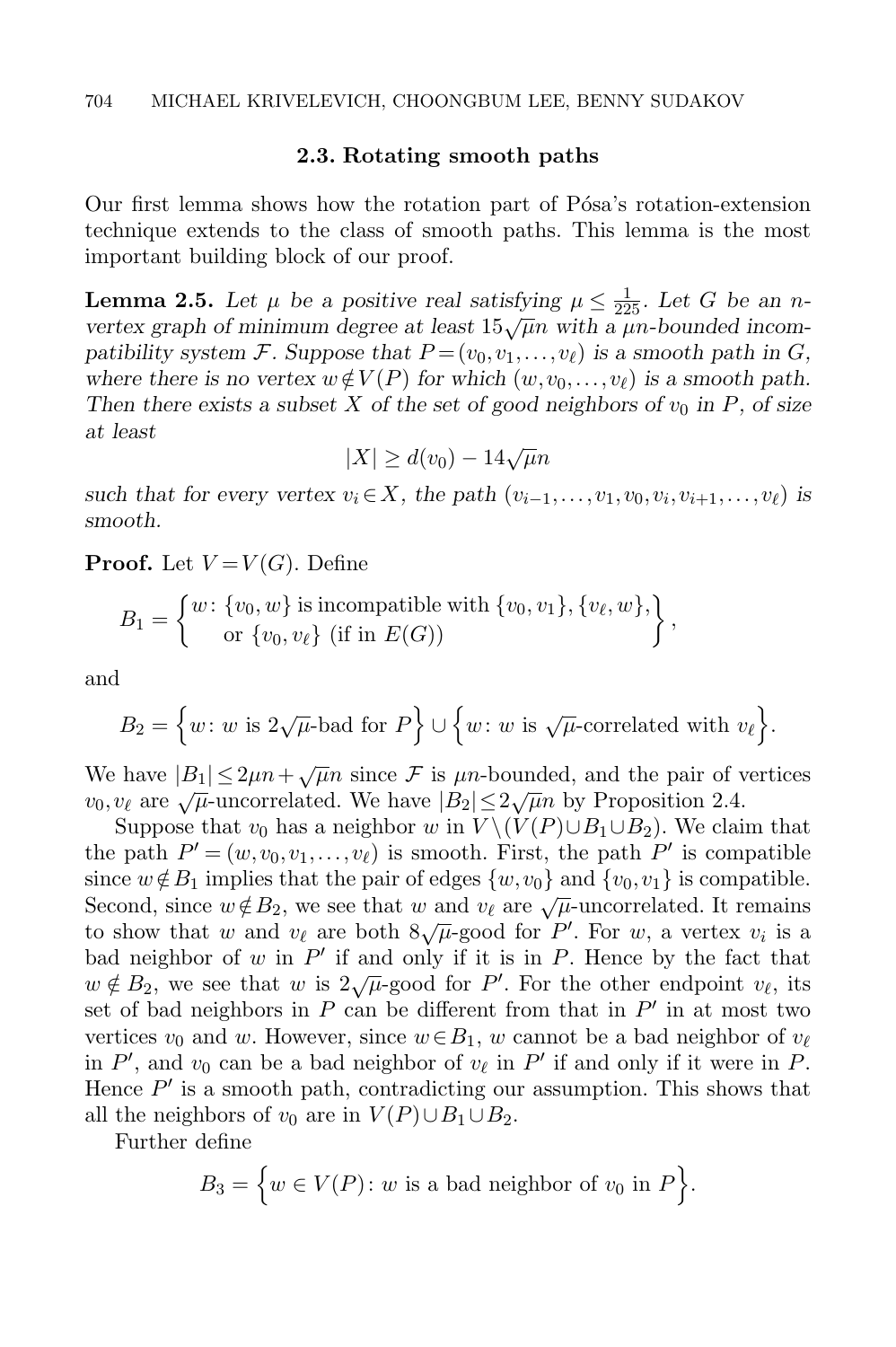### 2.3. Rotating smooth paths

Our first lemma shows how the rotation part of Pósa's rotation-extension technique extends to the class of smooth paths. This lemma is the most important building block of our proof.

**Lemma 2.5.** *Let $\mu$ be a positive real satisfying $\mu \le \frac{1}{225}$. Let $G$ be an $n$-vertex graph of minimum degree at least $15\sqrt{\mu}n$ with a $\mu n$-bounded incompatibility system $\mathcal{F}$. Suppose that $P = (v_0, v_1, \ldots, v_\ell)$ is a smooth path in $G$, where there is no vertex $w \notin V(P)$ for which $(w, v_0, \ldots, v_\ell)$ is a smooth path. Then there exists a subset $X$ of the set of good neighbors of $v_0$ in $P$, of size at least*

$$|X| \ge d(v_0) - 14\sqrt{\mu}n$$

*such that for every vertex $v_i \in X$, the path $(v_{i-1}, \ldots, v_1, v_0, v_i, v_{i+1}, \ldots, v_\ell)$ is smooth.*

**Proof.** Let $V = V(G)$. Define

$$B_1 = \left\{ \begin{array}{l} w \colon \{v_0, w\} \text{ is incompatible with } \{v_0, v_1\}, \{v_\ell, w\}, \\ \quad \text{ or } \{v_0, v_\ell\} \text{ (if in } E(G)) \end{array} \right\},$$

and

$$B_2 = \Big\{ w \colon w \text{ is } 2\sqrt{\mu}\text{-bad for } P \Big\} \cup \Big\{ w \colon w \text{ is } \sqrt{\mu}\text{-correlated with } v_\ell \Big\}.$$

We have $|B_1| \le 2\mu n + \sqrt{\mu}n$ since $\mathcal{F}$ is $\mu n$-bounded, and the pair of vertices $v_0, v_\ell$ are $\sqrt{\mu}$-uncorrelated. We have $|B_2| \le 2\sqrt{\mu}n$ by Proposition 2.4.

Suppose that $v_0$ has a neighbor $w$ in $V \setminus (V(P) \cup B_1 \cup B_2)$. We claim that the path $P' = (w, v_0, v_1, \ldots, v_\ell)$ is smooth. First, the path $P'$ is compatible since $w \notin B_1$ implies that the pair of edges $\{w, v_0\}$ and $\{v_0, v_1\}$ is compatible. Second, since $w \notin B_2$, we see that $w$ and $v_\ell$ are $\sqrt{\mu}$-uncorrelated. It remains to show that $w$ and $v_\ell$ are both $8\sqrt{\mu}$-good for $P'$. For $w$, a vertex $v_i$ is a bad neighbor of $w$ in $P'$ if and only if it is in $P$. Hence by the fact that $w \notin B_2$, we see that $w$ is $2\sqrt{\mu}$-good for $P'$. For the other endpoint $v_\ell$, its set of bad neighbors in $P$ can be different from that in $P'$ in at most two vertices $v_0$ and $w$. However, since $w \in B_1$, $w$ cannot be a bad neighbor of $v_\ell$ in $P'$, and $v_0$ can be a bad neighbor of $v_\ell$ in $P'$ if and only if it were in $P$. Hence $P'$ is a smooth path, contradicting our assumption. This shows that all the neighbors of $v_0$ are in $V(P) \cup B_1 \cup B_2$.

Further define

$$B_3 = \Big\{ w \in V(P) \colon w \text{ is a bad neighbor of } v_0 \text{ in } P \Big\}.$$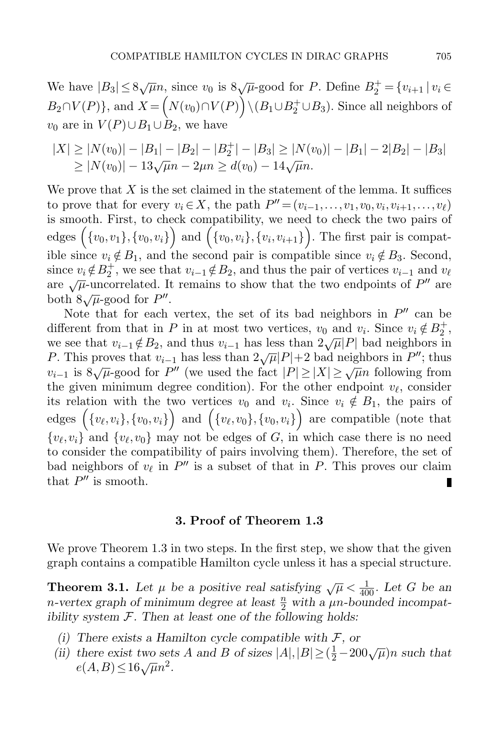We have $|B_3| \leq 8\sqrt{\mu}n$, since $v_0$ is $8\sqrt{\mu}$-good for $P$. Define $B_2^+ = \{v_{i+1} \mid v_i \in B_2 \cap V(P)\}$, and $X = \Big(N(v_0) \cap V(P)\Big) \setminus (B_1 \cup B_2^+ \cup B_3)$. Since all neighbors of $v_0$ are in $V(P) \cup B_1 \cup B_2$, we have

$$
\begin{aligned}
|X| &\geq |N(v_0)| - |B_1| - |B_2| - |B_2^+| - |B_3| \geq |N(v_0)| - |B_1| - 2|B_2| - |B_3| \\
&\geq |N(v_0)| - 13\sqrt{\mu}n - 2\mu n \geq d(v_0) - 14\sqrt{\mu}n.
\end{aligned}
$$

We prove that $X$ is the set claimed in the statement of the lemma. It suffices to prove that for every $v_i \in X$, the path $P'' = (v_{i-1}, \dots, v_1, v_0, v_i, v_{i+1}, \dots, v_\ell)$ is smooth. First, to check compatibility, we need to check the two pairs of edges $\Big(\{v_0, v_1\}, \{v_0, v_i\}\Big)$ and $\Big(\{v_0, v_i\}, \{v_i, v_{i+1}\}\Big)$. The first pair is compatible since $v_i \notin B_1$, and the second pair is compatible since $v_i \notin B_3$. Second, since $v_i \notin B_2^+$, we see that $v_{i-1} \notin B_2$, and thus the pair of vertices $v_{i-1}$ and $v_\ell$ are $\sqrt{\mu}$-uncorrelated. It remains to show that the two endpoints of $P''$ are both $8\sqrt{\mu}$-good for $P''$.

Note that for each vertex, the set of its bad neighbors in $P''$ can be different from that in $P$ in at most two vertices, $v_0$ and $v_i$. Since $v_i \notin B_2^+$, we see that $v_{i-1} \notin B_2$, and thus $v_{i-1}$ has less than $2\sqrt{\mu}|P|$ bad neighbors in $P$. This proves that $v_{i-1}$ has less than $2\sqrt{\mu}|P| + 2$ bad neighbors in $P''$; thus $v_{i-1}$ is $8\sqrt{\mu}$-good for $P''$ (we used the fact $|P| \geq |X| \geq \sqrt{\mu}n$ following from the given minimum degree condition). For the other endpoint $v_\ell$, consider its relation with the two vertices $v_0$ and $v_i$. Since $v_i \notin B_1$, the pairs of edges $\Big(\{v_\ell, v_i\}, \{v_0, v_i\}\Big)$ and $\Big(\{v_\ell, v_0\}, \{v_0, v_i\}\Big)$ are compatible (note that $\{v_\ell, v_i\}$ and $\{v_\ell, v_0\}$ may not be edges of $G$, in which case there is no need to consider the compatibility of pairs involving them). Therefore, the set of bad neighbors of $v_\ell$ in $P''$ is a subset of that in $P$. This proves our claim that $P''$ is smooth. ∎

## 3. Proof of Theorem 1.3

We prove Theorem 1.3 in two steps. In the first step, we show that the given graph contains a compatible Hamilton cycle unless it has a special structure.

**Theorem 3.1.** *Let $\mu$ be a positive real satisfying $\sqrt{\mu} < \frac{1}{400}$. Let $G$ be an $n$-vertex graph of minimum degree at least $\frac{n}{2}$ with a $\mu n$-bounded incompatibility system $\mathcal{F}$. Then at least one of the following holds:*

*(i) There exists a Hamilton cycle compatible with $\mathcal{F}$, or*

*(ii) there exist two sets $A$ and $B$ of sizes $|A|, |B| \geq (\frac{1}{2} - 200\sqrt{\mu})n$ such that $e(A,B) \leq 16\sqrt{\mu}n^2$.*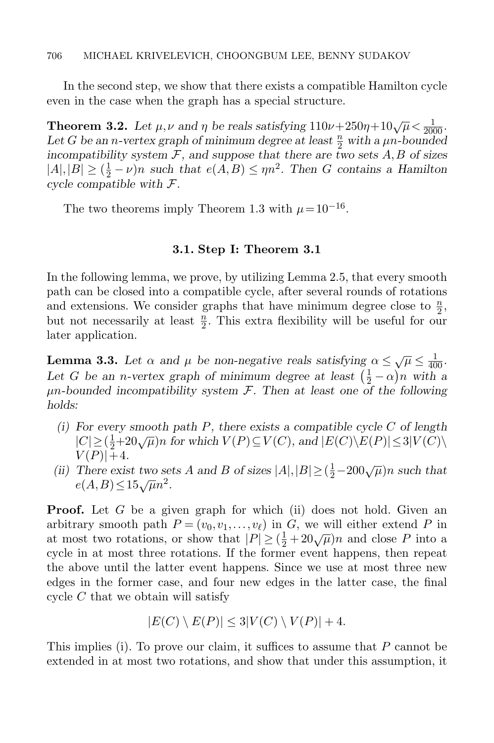In the second step, we show that there exists a compatible Hamilton cycle even in the case when the graph has a special structure.

**Theorem 3.2.** *Let $\mu, \nu$ and $\eta$ be reals satisfying $110\nu+250\eta+10\sqrt{\mu}<\frac{1}{2000}$. Let $G$ be an $n$-vertex graph of minimum degree at least $\frac{n}{2}$ with a $\mu n$-bounded incompatibility system $\mathcal{F}$, and suppose that there are two sets $A, B$ of sizes $|A|,|B| \geq (\frac{1}{2}-\nu)n$ such that $e(A,B) \leq \eta n^2$. Then $G$ contains a Hamilton cycle compatible with $\mathcal{F}$.*

The two theorems imply Theorem 1.3 with $\mu = 10^{-16}$.

### 3.1. Step I: Theorem 3.1

In the following lemma, we prove, by utilizing Lemma 2.5, that every smooth path can be closed into a compatible cycle, after several rounds of rotations and extensions. We consider graphs that have minimum degree close to $\frac{n}{2}$, but not necessarily at least $\frac{n}{2}$. This extra flexibility will be useful for our later application.

**Lemma 3.3.** *Let $\alpha$ and $\mu$ be non-negative reals satisfying $\alpha \leq \sqrt{\mu} \leq \frac{1}{400}$. Let $G$ be an $n$-vertex graph of minimum degree at least $\left(\frac{1}{2}-\alpha\right)n$ with a $\mu n$-bounded incompatibility system $\mathcal{F}$. Then at least one of the following holds:*

- *(i) For every smooth path $P$, there exists a compatible cycle $C$ of length $|C| \geq (\frac{1}{2}+20\sqrt{\mu})n$ for which $V(P) \subseteq V(C)$, and $|E(C) \setminus E(P)| \leq 3|V(C) \setminus V(P)|+4$.*
- *(ii) There exist two sets $A$ and $B$ of sizes $|A|,|B| \geq (\frac{1}{2}-200\sqrt{\mu})n$ such that $e(A,B) \leq 15\sqrt{\mu}n^2$.*

**Proof.** Let $G$ be a given graph for which (ii) does not hold. Given an arbitrary smooth path $P=(v_0,v_1,\ldots,v_\ell)$ in $G$, we will either extend $P$ in at most two rotations, or show that $|P| \geq (\frac{1}{2}+20\sqrt{\mu})n$ and close $P$ into a cycle in at most three rotations. If the former event happens, then repeat the above until the latter event happens. Since we use at most three new edges in the former case, and four new edges in the latter case, the final cycle $C$ that we obtain will satisfy

$$|E(C) \setminus E(P)| \leq 3|V(C) \setminus V(P)| + 4.$$

This implies (i). To prove our claim, it suffices to assume that $P$ cannot be extended in at most two rotations, and show that under this assumption, it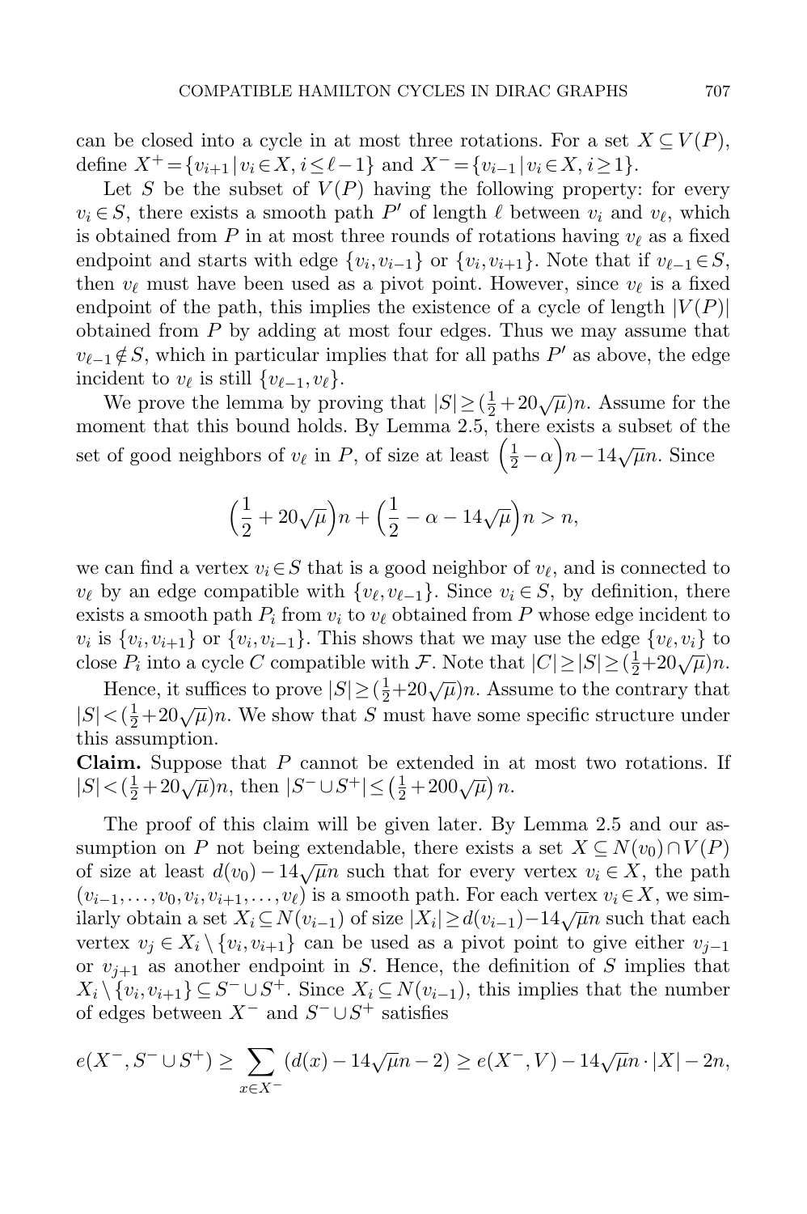can be closed into a cycle in at most three rotations. For a set $X \subseteq V(P)$, define $X^+ = \{v_{i+1} \mid v_i \in X, i \le \ell - 1\}$ and $X^- = \{v_{i-1} \mid v_i \in X, i \ge 1\}$.

Let $S$ be the subset of $V(P)$ having the following property: for every $v_i \in S$, there exists a smooth path $P'$ of length $\ell$ between $v_i$ and $v_\ell$, which is obtained from $P$ in at most three rounds of rotations having $v_\ell$ as a fixed endpoint and starts with edge $\{v_i, v_{i-1}\}$ or $\{v_i, v_{i+1}\}$. Note that if $v_{\ell-1} \in S$, then $v_\ell$ must have been used as a pivot point. However, since $v_\ell$ is a fixed endpoint of the path, this implies the existence of a cycle of length $|V(P)|$ obtained from $P$ by adding at most four edges. Thus we may assume that $v_{\ell-1} \notin S$, which in particular implies that for all paths $P'$ as above, the edge incident to $v_\ell$ is still $\{v_{\ell-1}, v_\ell\}$.

We prove the lemma by proving that $|S| \ge (\frac{1}{2} + 20\sqrt{\mu})n$. Assume for the moment that this bound holds. By Lemma 2.5, there exists a subset of the set of good neighbors of $v_\ell$ in $P$, of size at least $\left(\frac{1}{2} - \alpha\right)n - 14\sqrt{\mu}n$. Since

$$\left(\frac{1}{2} + 20\sqrt{\mu}\right)n + \left(\frac{1}{2} - \alpha - 14\sqrt{\mu}\right)n > n,$$

we can find a vertex $v_i \in S$ that is a good neighbor of $v_\ell$, and is connected to $v_\ell$ by an edge compatible with $\{v_\ell, v_{\ell-1}\}$. Since $v_i \in S$, by definition, there exists a smooth path $P_i$ from $v_i$ to $v_\ell$ obtained from $P$ whose edge incident to $v_i$ is $\{v_i, v_{i+1}\}$ or $\{v_i, v_{i-1}\}$. This shows that we may use the edge $\{v_\ell, v_i\}$ to close $P_i$ into a cycle $C$ compatible with $\mathcal{F}$. Note that $|C| \ge |S| \ge (\frac{1}{2} + 20\sqrt{\mu})n$.

Hence, it suffices to prove $|S| \ge (\frac{1}{2} + 20\sqrt{\mu})n$. Assume to the contrary that $|S| < (\frac{1}{2} + 20\sqrt{\mu})n$. We show that $S$ must have some specific structure under this assumption.

**Claim.** Suppose that $P$ cannot be extended in at most two rotations. If $|S| < (\frac{1}{2} + 20\sqrt{\mu})n$, then $|S^- \cup S^+| \le \left(\frac{1}{2} + 200\sqrt{\mu}\right)n$.

The proof of this claim will be given later. By Lemma 2.5 and our assumption on $P$ not being extendable, there exists a set $X \subseteq N(v_0) \cap V(P)$ of size at least $d(v_0) - 14\sqrt{\mu}n$ such that for every vertex $v_i \in X$, the path $(v_{i-1}, \ldots, v_0, v_i, v_{i+1}, \ldots, v_\ell)$ is a smooth path. For each vertex $v_i \in X$, we similarly obtain a set $X_i \subseteq N(v_{i-1})$ of size $|X_i| \ge d(v_{i-1}) - 14\sqrt{\mu}n$ such that each vertex $v_j \in X_i \setminus \{v_i, v_{i+1}\}$ can be used as a pivot point to give either $v_{j-1}$ or $v_{j+1}$ as another endpoint in $S$. Hence, the definition of $S$ implies that $X_i \setminus \{v_i, v_{i+1}\} \subseteq S^- \cup S^+$. Since $X_i \subseteq N(v_{i-1})$, this implies that the number of edges between $X^-$ and $S^- \cup S^+$ satisfies

$$e(X^-, S^- \cup S^+) \ge \sum_{x \in X^-} (d(x) - 14\sqrt{\mu}n - 2) \ge e(X^-, V) - 14\sqrt{\mu}n \cdot |X| - 2n,$$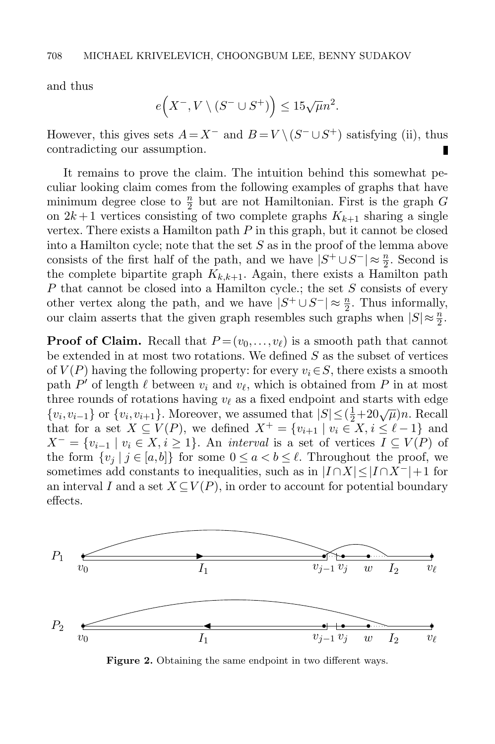and thus

$$e\Big(X^-, V \setminus (S^- \cup S^+)\Big) \le 15\sqrt{\mu}n^2.$$

However, this gives sets $A = X^-$ and $B = V \setminus (S^- \cup S^+)$ satisfying (ii), thus contradicting our assumption. ∎

It remains to prove the claim. The intuition behind this somewhat peculiar looking claim comes from the following examples of graphs that have minimum degree close to $\frac{n}{2}$ but are not Hamiltonian. First is the graph $G$ on $2k+1$ vertices consisting of two complete graphs $K_{k+1}$ sharing a single vertex. There exists a Hamilton path $P$ in this graph, but it cannot be closed into a Hamilton cycle; note that the set $S$ as in the proof of the lemma above consists of the first half of the path, and we have $|S^+ \cup S^-| \approx \frac{n}{2}$. Second is the complete bipartite graph $K_{k,k+1}$. Again, there exists a Hamilton path $P$ that cannot be closed into a Hamilton cycle.; the set $S$ consists of every other vertex along the path, and we have $|S^+ \cup S^-| \approx \frac{n}{2}$. Thus informally, our claim asserts that the given graph resembles such graphs when $|S| \approx \frac{n}{2}$.

**Proof of Claim.** Recall that $P = (v_0, \ldots, v_\ell)$ is a smooth path that cannot be extended in at most two rotations. We defined $S$ as the subset of vertices of $V(P)$ having the following property: for every $v_i \in S$, there exists a smooth path $P'$ of length $\ell$ between $v_i$ and $v_\ell$, which is obtained from $P$ in at most three rounds of rotations having $v_\ell$ as a fixed endpoint and starts with edge $\{v_i, v_{i-1}\}$ or $\{v_i, v_{i+1}\}$. Moreover, we assumed that $|S| \le (\frac{1}{2} + 20\sqrt{\mu})n$. Recall that for a set $X \subseteq V(P)$, we defined $X^+ = \{v_{i+1} \mid v_i \in X, i \le \ell - 1\}$ and $X^- = \{v_{i-1} \mid v_i \in X, i \ge 1\}$. An *interval* is a set of vertices $I \subseteq V(P)$ of the form $\{v_j \mid j \in [a,b]\}$ for some $0 \le a < b \le \ell$. Throughout the proof, we sometimes add constants to inequalities, such as in $|I \cap X| \le |I \cap X^-| + 1$ for an interval $I$ and a set $X \subseteq V(P)$, in order to account for potential boundary effects.

**Figure 2.** Obtaining the same endpoint in two different ways.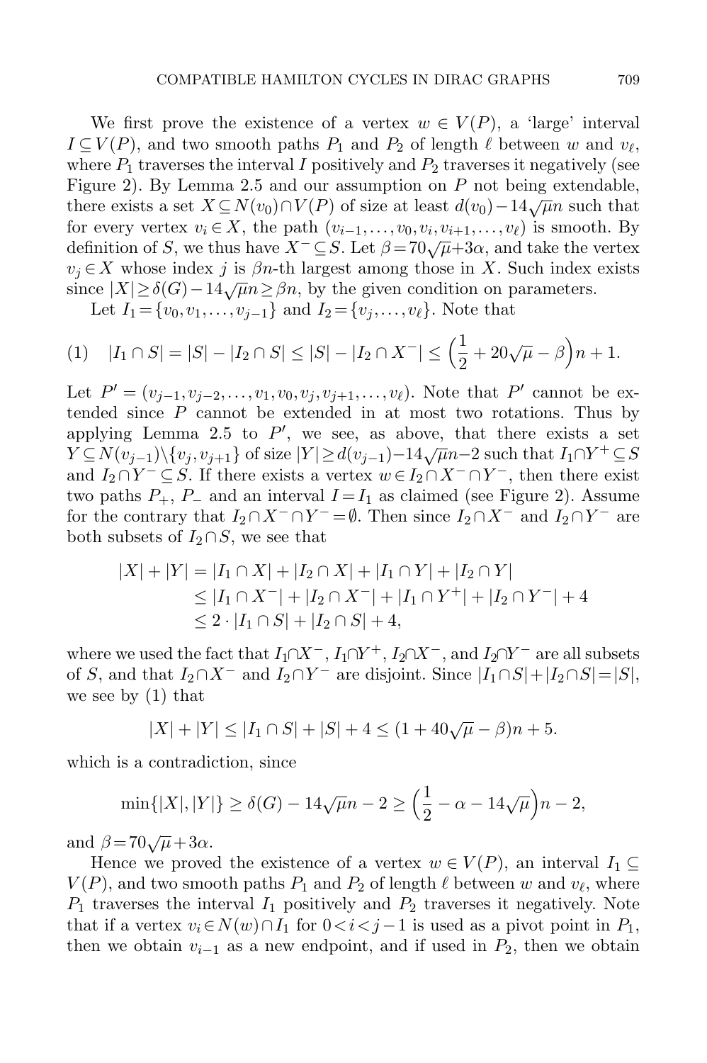We first prove the existence of a vertex $w \in V(P)$, a 'large' interval $I \subseteq V(P)$, and two smooth paths $P_1$ and $P_2$ of length $\ell$ between $w$ and $v_\ell$, where $P_1$ traverses the interval $I$ positively and $P_2$ traverses it negatively (see Figure 2). By Lemma 2.5 and our assumption on $P$ not being extendable, there exists a set $X \subseteq N(v_0) \cap V(P)$ of size at least $d(v_0) - 14\sqrt{\mu}n$ such that for every vertex $v_i \in X$, the path $(v_{i-1}, \dots, v_0, v_i, v_{i+1}, \dots, v_\ell)$ is smooth. By definition of $S$, we thus have $X^- \subseteq S$. Let $\beta = 70\sqrt{\mu} + 3\alpha$, and take the vertex $v_j \in X$ whose index $j$ is $\beta n$-th largest among those in $X$. Such index exists since $|X| \geq \delta(G) - 14\sqrt{\mu}n \geq \beta n$, by the given condition on parameters.

Let $I_1 = \{v_0, v_1, \dots, v_{j-1}\}$ and $I_2 = \{v_j, \dots, v_\ell\}$. Note that

$$(1) \quad |I_1 \cap S| = |S| - |I_2 \cap S| \leq |S| - |I_2 \cap X^-| \leq \Big(\frac{1}{2} + 20\sqrt{\mu} - \beta\Big)n + 1.$$

Let $P' = (v_{j-1}, v_{j-2}, \dots, v_1, v_0, v_j, v_{j+1}, \dots, v_\ell)$. Note that $P'$ cannot be extended since $P$ cannot be extended in at most two rotations. Thus by applying Lemma 2.5 to $P'$, we see, as above, that there exists a set $Y \subseteq N(v_{j-1}) \setminus \{v_j, v_{j+1}\}$ of size $|Y| \geq d(v_{j-1}) - 14\sqrt{\mu}n - 2$ such that $I_1 \cap Y^+ \subseteq S$ and $I_2 \cap Y^- \subseteq S$. If there exists a vertex $w \in I_2 \cap X^- \cap Y^-$, then there exist two paths $P_+$, $P_-$ and an interval $I = I_1$ as claimed (see Figure 2). Assume for the contrary that $I_2 \cap X^- \cap Y^- = \emptyset$. Then since $I_2 \cap X^-$ and $I_2 \cap Y^-$ are both subsets of $I_2 \cap S$, we see that

$$\begin{aligned}
|X| + |Y| &= |I_1 \cap X| + |I_2 \cap X| + |I_1 \cap Y| + |I_2 \cap Y| \\
&\leq |I_1 \cap X^-| + |I_2 \cap X^-| + |I_1 \cap Y^+| + |I_2 \cap Y^-| + 4 \\
&\leq 2 \cdot |I_1 \cap S| + |I_2 \cap S| + 4,
\end{aligned}$$

where we used the fact that $I_1 \cap X^-$, $I_1 \cap Y^+$, $I_2 \cap X^-$, and $I_2 \cap Y^-$ are all subsets of $S$, and that $I_2 \cap X^-$ and $I_2 \cap Y^-$ are disjoint. Since $|I_1 \cap S| + |I_2 \cap S| = |S|$, we see by (1) that

$$|X| + |Y| \leq |I_1 \cap S| + |S| + 4 \leq (1 + 40\sqrt{\mu} - \beta)n + 5.$$

which is a contradiction, since

$$\min\{|X|, |Y|\} \geq \delta(G) - 14\sqrt{\mu}n - 2 \geq \Big(\frac{1}{2} - \alpha - 14\sqrt{\mu}\Big)n - 2,$$

and $\beta = 70\sqrt{\mu} + 3\alpha$.

Hence we proved the existence of a vertex $w \in V(P)$, an interval $I_1 \subseteq V(P)$, and two smooth paths $P_1$ and $P_2$ of length $\ell$ between $w$ and $v_\ell$, where $P_1$ traverses the interval $I_1$ positively and $P_2$ traverses it negatively. Note that if a vertex $v_i \in N(w) \cap I_1$ for $0 < i < j-1$ is used as a pivot point in $P_1$, then we obtain $v_{i-1}$ as a new endpoint, and if used in $P_2$, then we obtain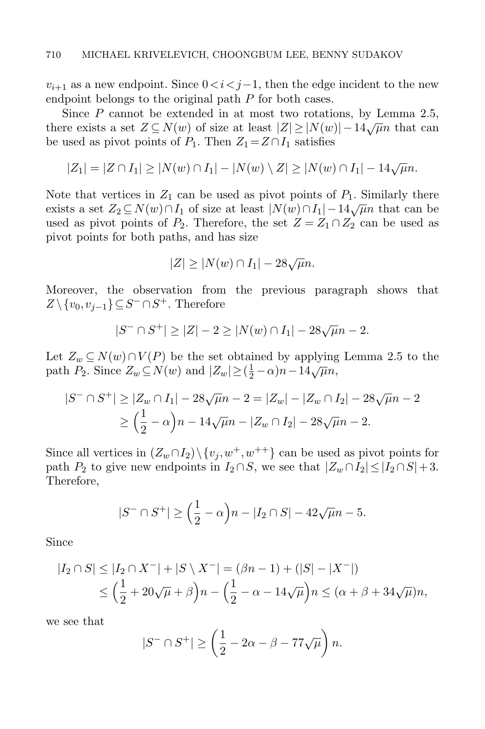$v_{i+1}$ as a new endpoint. Since $0<i<j-1$, then the edge incident to the new endpoint belongs to the original path $P$ for both cases.

Since $P$ cannot be extended in at most two rotations, by Lemma 2.5, there exists a set $Z \subseteq N(w)$ of size at least $|Z| \geq |N(w)| - 14\sqrt{\mu}n$ that can be used as pivot points of $P_1$. Then $Z_1 = Z \cap I_1$ satisfies

$$|Z_1| = |Z \cap I_1| \geq |N(w) \cap I_1| - |N(w) \setminus Z| \geq |N(w) \cap I_1| - 14\sqrt{\mu}n.$$

Note that vertices in $Z_1$ can be used as pivot points of $P_1$. Similarly there exists a set $Z_2 \subseteq N(w) \cap I_1$ of size at least $|N(w) \cap I_1| - 14\sqrt{\mu}n$ that can be used as pivot points of $P_2$. Therefore, the set $Z = Z_1 \cap Z_2$ can be used as pivot points for both paths, and has size

$$|Z| \geq |N(w) \cap I_1| - 28\sqrt{\mu}n.$$

Moreover, the observation from the previous paragraph shows that $Z \setminus \{v_0, v_{j-1}\} \subseteq S^- \cap S^+$. Therefore

$$|S^- \cap S^+| \geq |Z| - 2 \geq |N(w) \cap I_1| - 28\sqrt{\mu}n - 2.$$

Let $Z_w \subseteq N(w) \cap V(P)$ be the set obtained by applying Lemma 2.5 to the path $P_2$. Since $Z_w \subseteq N(w)$ and $|Z_w| \geq (\frac{1}{2} - \alpha)n - 14\sqrt{\mu}n$,

$$\begin{aligned} |S^- \cap S^+| &\geq |Z_w \cap I_1| - 28\sqrt{\mu}n - 2 = |Z_w| - |Z_w \cap I_2| - 28\sqrt{\mu}n - 2 \\ &\geq \Big(\frac{1}{2} - \alpha\Big)n - 14\sqrt{\mu}n - |Z_w \cap I_2| - 28\sqrt{\mu}n - 2. \end{aligned}$$

Since all vertices in $(Z_w \cap I_2) \setminus \{v_j, w^+, w^{++}\}$ can be used as pivot points for path $P_2$ to give new endpoints in $I_2 \cap S$, we see that $|Z_w \cap I_2| \leq |I_2 \cap S| + 3$. Therefore,

$$|S^- \cap S^+| \geq \Big(\frac{1}{2} - \alpha\Big)n - |I_2 \cap S| - 42\sqrt{\mu}n - 5.$$

Since

$$\begin{aligned} |I_2 \cap S| &\leq |I_2 \cap X^-| + |S \setminus X^-| = (\beta n - 1) + (|S| - |X^-|) \\ &\leq \Big(\frac{1}{2} + 20\sqrt{\mu} + \beta\Big)n - \Big(\frac{1}{2} - \alpha - 14\sqrt{\mu}\Big)n \leq (\alpha + \beta + 34\sqrt{\mu})n, \end{aligned}$$

we see that

$$|S^- \cap S^+| \geq \left(\frac{1}{2} - 2\alpha - \beta - 77\sqrt{\mu}\right) n.$$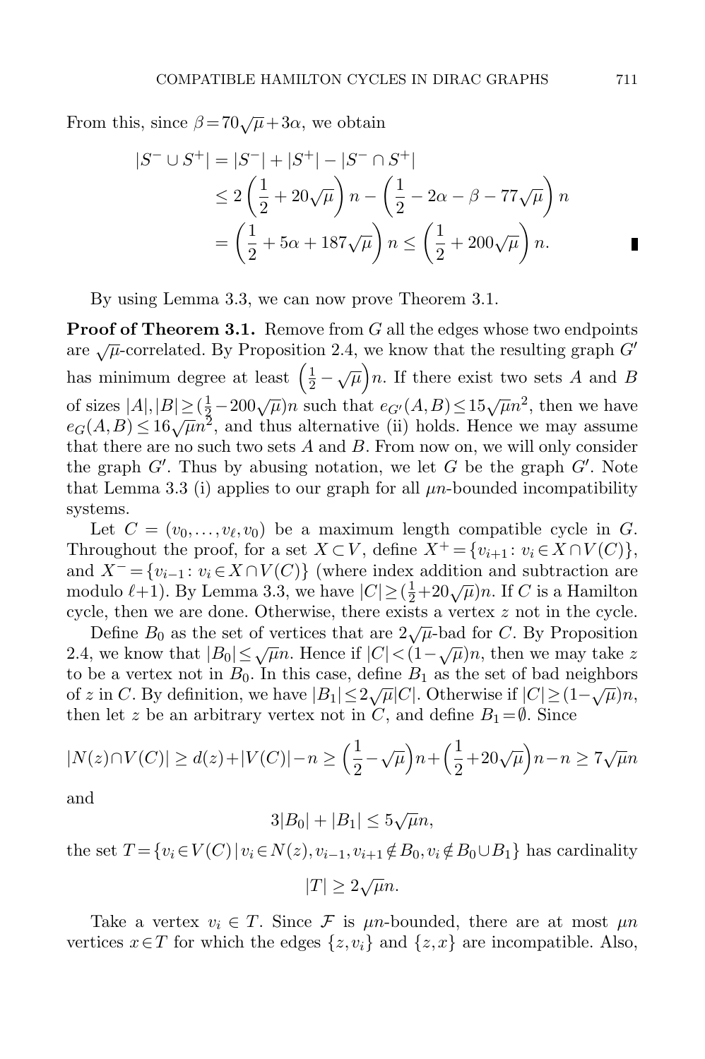From this, since $\beta = 70\sqrt{\mu} + 3\alpha$, we obtain

$$\begin{aligned}
|S^- \cup S^+| &= |S^-| + |S^+| - |S^- \cap S^+| \\
&\leq 2\left(\frac{1}{2} + 20\sqrt{\mu}\right)n - \left(\frac{1}{2} - 2\alpha - \beta - 77\sqrt{\mu}\right)n \\
&= \left(\frac{1}{2} + 5\alpha + 187\sqrt{\mu}\right)n \leq \left(\frac{1}{2} + 200\sqrt{\mu}\right)n.
\end{aligned}$$

∎

By using Lemma 3.3, we can now prove Theorem 3.1.

**Proof of Theorem 3.1.** Remove from $G$ all the edges whose two endpoints are $\sqrt{\mu}$-correlated. By Proposition 2.4, we know that the resulting graph $G'$ has minimum degree at least $\left(\frac{1}{2} - \sqrt{\mu}\right)n$. If there exist two sets $A$ and $B$ of sizes $|A|, |B| \geq (\frac{1}{2} - 200\sqrt{\mu})n$ such that $e_{G'}(A, B) \leq 15\sqrt{\mu}n^2$, then we have $e_G(A, B) \leq 16\sqrt{\mu}n^2$, and thus alternative (ii) holds. Hence we may assume that there are no such two sets $A$ and $B$. From now on, we will only consider the graph $G'$. Thus by abusing notation, we let $G$ be the graph $G'$. Note that Lemma 3.3 (i) applies to our graph for all $\mu n$-bounded incompatibility systems.

Let $C = (v_0, \ldots, v_\ell, v_0)$ be a maximum length compatible cycle in $G$. Throughout the proof, for a set $X \subset V$, define $X^+ = \{v_{i+1} : v_i \in X \cap V(C)\}$, and $X^- = \{v_{i-1} : v_i \in X \cap V(C)\}$ (where index addition and subtraction are modulo $\ell+1$). By Lemma 3.3, we have $|C| \geq (\frac{1}{2} + 20\sqrt{\mu})n$. If $C$ is a Hamilton cycle, then we are done. Otherwise, there exists a vertex $z$ not in the cycle.

Define $B_0$ as the set of vertices that are $2\sqrt{\mu}$-bad for $C$. By Proposition 2.4, we know that $|B_0| \leq \sqrt{\mu}n$. Hence if $|C| < (1 - \sqrt{\mu})n$, then we may take $z$ to be a vertex not in $B_0$. In this case, define $B_1$ as the set of bad neighbors of $z$ in $C$. By definition, we have $|B_1| \leq 2\sqrt{\mu}|C|$. Otherwise if $|C| \geq (1 - \sqrt{\mu})n$, then let $z$ be an arbitrary vertex not in $C$, and define $B_1 = \emptyset$. Since

$$|N(z) \cap V(C)| \geq d(z) + |V(C)| - n \geq \left(\frac{1}{2} - \sqrt{\mu}\right)n + \left(\frac{1}{2} + 20\sqrt{\mu}\right)n - n \geq 7\sqrt{\mu}n$$

and

$$3|B_0| + |B_1| \leq 5\sqrt{\mu}n,$$

the set $T = \{v_i \in V(C) \,|\, v_i \in N(z), v_{i-1}, v_{i+1} \notin B_0, v_i \notin B_0 \cup B_1\}$ has cardinality

$$|T| \geq 2\sqrt{\mu}n.$$

Take a vertex $v_i \in T$. Since $\mathcal{F}$ is $\mu n$-bounded, there are at most $\mu n$ vertices $x \in T$ for which the edges $\{z, v_i\}$ and $\{z, x\}$ are incompatible. Also,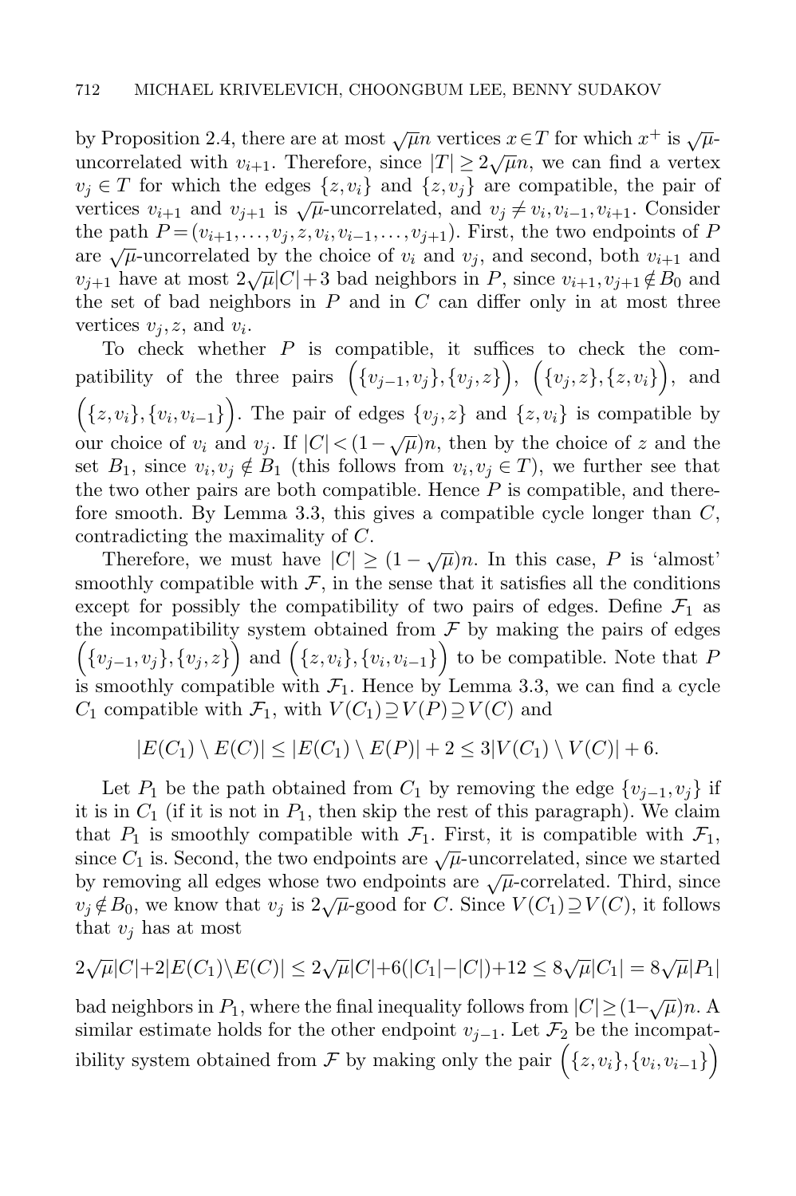by Proposition 2.4, there are at most $\sqrt{\mu}n$ vertices $x \in T$ for which $x^+$ is $\sqrt{\mu}$-uncorrelated with $v_{i+1}$. Therefore, since $|T| \geq 2\sqrt{\mu}n$, we can find a vertex $v_j \in T$ for which the edges $\{z, v_i\}$ and $\{z, v_j\}$ are compatible, the pair of vertices $v_{i+1}$ and $v_{j+1}$ is $\sqrt{\mu}$-uncorrelated, and $v_j \neq v_i, v_{i-1}, v_{i+1}$. Consider the path $P = (v_{i+1}, \ldots, v_j, z, v_i, v_{i-1}, \ldots, v_{j+1})$. First, the two endpoints of $P$ are $\sqrt{\mu}$-uncorrelated by the choice of $v_i$ and $v_j$, and second, both $v_{i+1}$ and $v_{j+1}$ have at most $2\sqrt{\mu}|C|+3$ bad neighbors in $P$, since $v_{i+1}, v_{j+1} \notin B_0$ and the set of bad neighbors in $P$ and in $C$ can differ only in at most three vertices $v_j, z$, and $v_i$.

To check whether $P$ is compatible, it suffices to check the compatibility of the three pairs $\Big(\{v_{j-1}, v_j\}, \{v_j, z\}\Big)$, $\Big(\{v_j, z\}, \{z, v_i\}\Big)$, and $\Big(\{z, v_i\}, \{v_i, v_{i-1}\}\Big)$. The pair of edges $\{v_j, z\}$ and $\{z, v_i\}$ is compatible by our choice of $v_i$ and $v_j$. If $|C| < (1-\sqrt{\mu})n$, then by the choice of $z$ and the set $B_1$, since $v_i, v_j \notin B_1$ (this follows from $v_i, v_j \in T$), we further see that the two other pairs are both compatible. Hence $P$ is compatible, and therefore smooth. By Lemma 3.3, this gives a compatible cycle longer than $C$, contradicting the maximality of $C$.

Therefore, we must have $|C| \geq (1-\sqrt{\mu})n$. In this case, $P$ is 'almost' smoothly compatible with $\mathcal{F}$, in the sense that it satisfies all the conditions except for possibly the compatibility of two pairs of edges. Define $\mathcal{F}_1$ as the incompatibility system obtained from $\mathcal{F}$ by making the pairs of edges $\Big(\{v_{j-1}, v_j\}, \{v_j, z\}\Big)$ and $\Big(\{z, v_i\}, \{v_i, v_{i-1}\}\Big)$ to be compatible. Note that $P$ is smoothly compatible with $\mathcal{F}_1$. Hence by Lemma 3.3, we can find a cycle $C_1$ compatible with $\mathcal{F}_1$, with $V(C_1) \supseteq V(P) \supseteq V(C)$ and

$$|E(C_1) \setminus E(C)| \leq |E(C_1) \setminus E(P)| + 2 \leq 3|V(C_1) \setminus V(C)| + 6.$$

Let $P_1$ be the path obtained from $C_1$ by removing the edge $\{v_{j-1}, v_j\}$ if it is in $C_1$ (if it is not in $P_1$, then skip the rest of this paragraph). We claim that $P_1$ is smoothly compatible with $\mathcal{F}_1$. First, it is compatible with $\mathcal{F}_1$, since $C_1$ is. Second, the two endpoints are $\sqrt{\mu}$-uncorrelated, since we started by removing all edges whose two endpoints are $\sqrt{\mu}$-correlated. Third, since $v_j \notin B_0$, we know that $v_j$ is $2\sqrt{\mu}$-good for $C$. Since $V(C_1) \supseteq V(C)$, it follows that $v_j$ has at most

$$2\sqrt{\mu}|C| + 2|E(C_1) \setminus E(C)| \leq 2\sqrt{\mu}|C| + 6(|C_1| - |C|) + 12 \leq 8\sqrt{\mu}|C_1| = 8\sqrt{\mu}|P_1|$$

bad neighbors in $P_1$, where the final inequality follows from $|C| \geq (1-\sqrt{\mu})n$. A similar estimate holds for the other endpoint $v_{j-1}$. Let $\mathcal{F}_2$ be the incompatibility system obtained from $\mathcal{F}$ by making only the pair $\Big(\{z, v_i\}, \{v_i, v_{i-1}\}\Big)$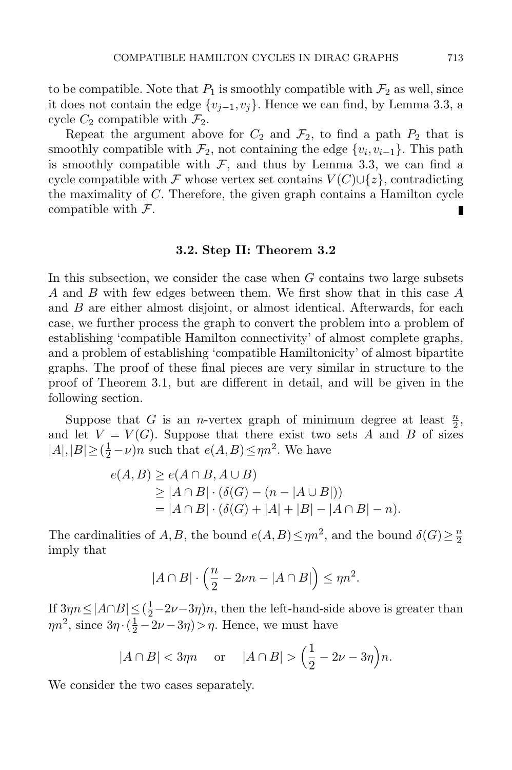to be compatible. Note that $P_1$ is smoothly compatible with $\mathcal{F}_2$ as well, since it does not contain the edge $\{v_{j-1}, v_j\}$. Hence we can find, by Lemma 3.3, a cycle $C_2$ compatible with $\mathcal{F}_2$.

Repeat the argument above for $C_2$ and $\mathcal{F}_2$, to find a path $P_2$ that is smoothly compatible with $\mathcal{F}_2$, not containing the edge $\{v_i, v_{i-1}\}$. This path is smoothly compatible with $\mathcal{F}$, and thus by Lemma 3.3, we can find a cycle compatible with $\mathcal{F}$ whose vertex set contains $V(C) \cup \{z\}$, contradicting the maximality of $C$. Therefore, the given graph contains a Hamilton cycle compatible with $\mathcal{F}$. ∎

### 3.2. Step II: Theorem 3.2

In this subsection, we consider the case when $G$ contains two large subsets $A$ and $B$ with few edges between them. We first show that in this case $A$ and $B$ are either almost disjoint, or almost identical. Afterwards, for each case, we further process the graph to convert the problem into a problem of establishing 'compatible Hamilton connectivity' of almost complete graphs, and a problem of establishing 'compatible Hamiltonicity' of almost bipartite graphs. The proof of these final pieces are very similar in structure to the proof of Theorem 3.1, but are different in detail, and will be given in the following section.

Suppose that $G$ is an $n$-vertex graph of minimum degree at least $\frac{n}{2}$, and let $V = V(G)$. Suppose that there exist two sets $A$ and $B$ of sizes $|A|, |B| \geq (\frac{1}{2} - \nu)n$ such that $e(A,B) \leq \eta n^2$. We have

$$\begin{aligned} e(A,B) &\geq e(A \cap B, A \cup B) \\ &\geq |A \cap B| \cdot (\delta(G) - (n - |A \cup B|)) \\ &= |A \cap B| \cdot (\delta(G) + |A| + |B| - |A \cap B| - n). \end{aligned}$$

The cardinalities of $A, B$, the bound $e(A,B) \leq \eta n^2$, and the bound $\delta(G) \geq \frac{n}{2}$ imply that

$$|A \cap B| \cdot \Big(\frac{n}{2} - 2\nu n - |A \cap B|\Big) \leq \eta n^2.$$

If $3\eta n \leq |A \cap B| \leq (\frac{1}{2} - 2\nu - 3\eta)n$, then the left-hand-side above is greater than $\eta n^2$, since $3\eta \cdot (\frac{1}{2} - 2\nu - 3\eta) > \eta$. Hence, we must have

$$|A \cap B| < 3\eta n \quad \text{ or } \quad |A \cap B| > \Big(\frac{1}{2} - 2\nu - 3\eta\Big)n.$$

We consider the two cases separately.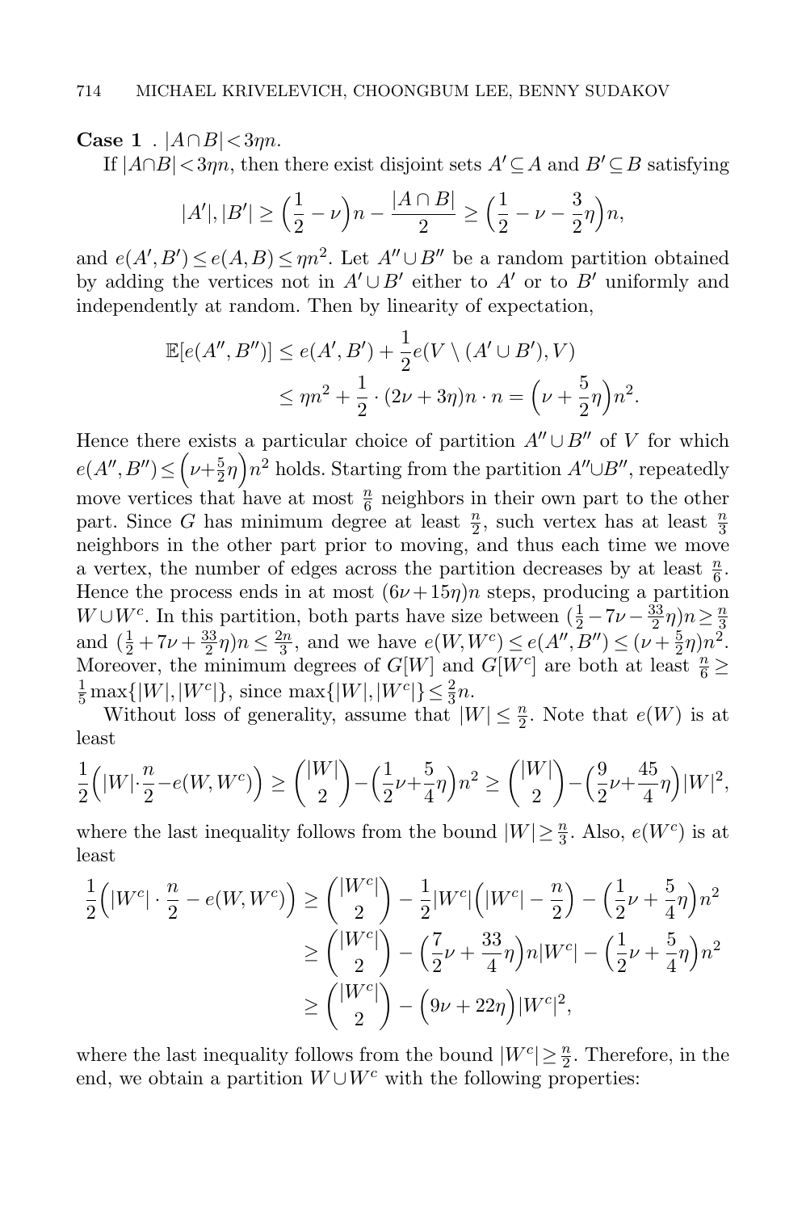**Case 1** . $|A \cap B| < 3\eta n$.

If $|A \cap B| < 3\eta n$, then there exist disjoint sets $A' \subseteq A$ and $B' \subseteq B$ satisfying

$$|A'|, |B'| \geq \Big(\frac{1}{2} - \nu\Big)n - \frac{|A \cap B|}{2} \geq \Big(\frac{1}{2} - \nu - \frac{3}{2}\eta\Big)n,$$

and $e(A', B') \leq e(A, B) \leq \eta n^2$. Let $A'' \cup B''$ be a random partition obtained by adding the vertices not in $A' \cup B'$ either to $A'$ or to $B'$ uniformly and independently at random. Then by linearity of expectation,

$$\begin{aligned}\mathbb{E}[e(A'', B'')] &\leq e(A', B') + \frac{1}{2} e(V \setminus (A' \cup B'), V) \\ &\leq \eta n^2 + \frac{1}{2} \cdot (2\nu + 3\eta)n \cdot n = \Big(\nu + \frac{5}{2}\eta\Big)n^2.\end{aligned}$$

Hence there exists a particular choice of partition $A'' \cup B''$ of $V$ for which $e(A'', B'') \leq \Big(\nu + \frac{5}{2}\eta\Big)n^2$ holds. Starting from the partition $A'' \cup B''$, repeatedly move vertices that have at most $\frac{n}{6}$ neighbors in their own part to the other part. Since $G$ has minimum degree at least $\frac{n}{2}$, such vertex has at least $\frac{n}{3}$ neighbors in the other part prior to moving, and thus each time we move a vertex, the number of edges across the partition decreases by at least $\frac{n}{6}$. Hence the process ends in at most $(6\nu + 15\eta)n$ steps, producing a partition $W \cup W^c$. In this partition, both parts have size between $(\frac{1}{2} - 7\nu - \frac{33}{2}\eta)n \geq \frac{n}{3}$ and $(\frac{1}{2} + 7\nu + \frac{33}{2}\eta)n \leq \frac{2n}{3}$, and we have $e(W, W^c) \leq e(A'', B'') \leq (\nu + \frac{5}{2}\eta)n^2$. Moreover, the minimum degrees of $G[W]$ and $G[W^c]$ are both at least $\frac{n}{6} \geq \frac{1}{5}\max\{|W|, |W^c|\}$, since $\max\{|W|, |W^c|\} \leq \frac{2}{3}n$.

Without loss of generality, assume that $|W| \leq \frac{n}{2}$. Note that $e(W)$ is at least

$$\frac{1}{2}\Big(|W| \cdot \frac{n}{2} - e(W, W^c)\Big) \geq \binom{|W|}{2} - \Big(\frac{1}{2}\nu + \frac{5}{4}\eta\Big)n^2 \geq \binom{|W|}{2} - \Big(\frac{9}{2}\nu + \frac{45}{4}\eta\Big)|W|^2,$$

where the last inequality follows from the bound $|W| \geq \frac{n}{3}$. Also, $e(W^c)$ is at least

$$\begin{aligned}\frac{1}{2}\Big(|W^c| \cdot \frac{n}{2} - e(W, W^c)\Big) &\geq \binom{|W^c|}{2} - \frac{1}{2}|W^c|\Big(|W^c| - \frac{n}{2}\Big) - \Big(\frac{1}{2}\nu + \frac{5}{4}\eta\Big)n^2 \\ &\geq \binom{|W^c|}{2} - \Big(\frac{7}{2}\nu + \frac{33}{4}\eta\Big)n|W^c| - \Big(\frac{1}{2}\nu + \frac{5}{4}\eta\Big)n^2 \\ &\geq \binom{|W^c|}{2} - \Big(9\nu + 22\eta\Big)|W^c|^2,\end{aligned}$$

where the last inequality follows from the bound $|W^c| \geq \frac{n}{2}$. Therefore, in the end, we obtain a partition $W \cup W^c$ with the following properties: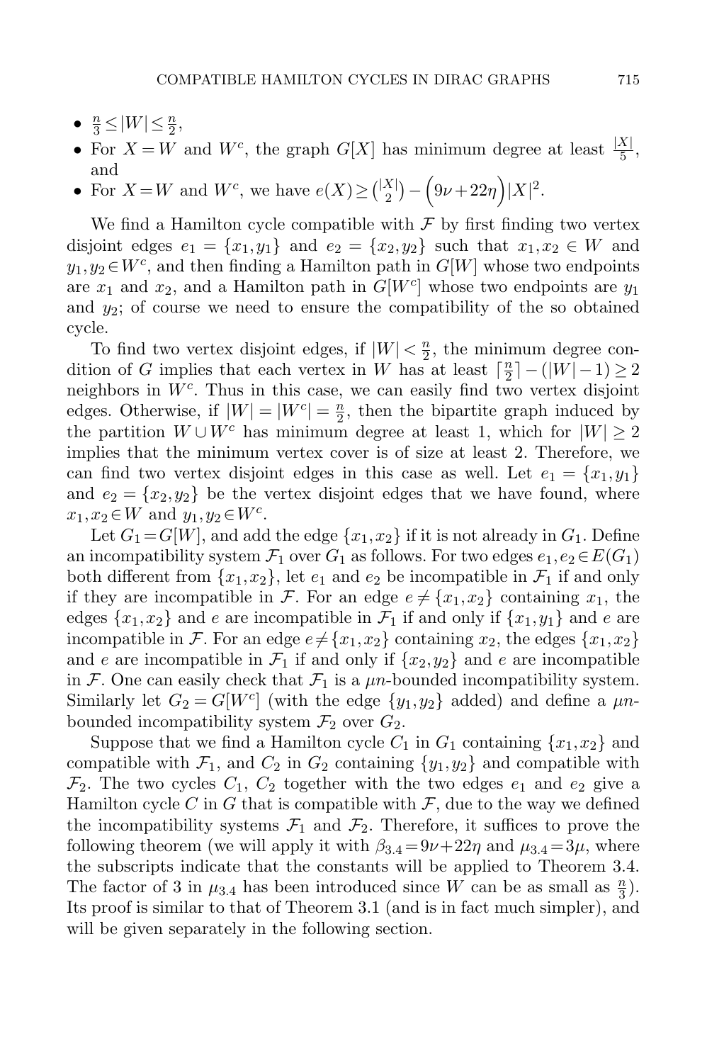- $\frac{n}{3} \leq |W| \leq \frac{n}{2}$,
- For $X = W$ and $W^c$, the graph $G[X]$ has minimum degree at least $\frac{|X|}{5}$, and
- For $X = W$ and $W^c$, we have $e(X) \geq \binom{|X|}{2} - \Big(9\nu + 22\eta\Big)|X|^2$.

We find a Hamilton cycle compatible with $\mathcal{F}$ by first finding two vertex disjoint edges $e_1 = \{x_1, y_1\}$ and $e_2 = \{x_2, y_2\}$ such that $x_1, x_2 \in W$ and $y_1, y_2 \in W^c$, and then finding a Hamilton path in $G[W]$ whose two endpoints are $x_1$ and $x_2$, and a Hamilton path in $G[W^c]$ whose two endpoints are $y_1$ and $y_2$; of course we need to ensure the compatibility of the so obtained cycle.

To find two vertex disjoint edges, if $|W| < \frac{n}{2}$, the minimum degree condition of $G$ implies that each vertex in $W$ has at least $\lceil \frac{n}{2} \rceil - (|W| - 1) \geq 2$ neighbors in $W^c$. Thus in this case, we can easily find two vertex disjoint edges. Otherwise, if $|W| = |W^c| = \frac{n}{2}$, then the bipartite graph induced by the partition $W \cup W^c$ has minimum degree at least 1, which for $|W| \geq 2$ implies that the minimum vertex cover is of size at least 2. Therefore, we can find two vertex disjoint edges in this case as well. Let $e_1 = \{x_1, y_1\}$ and $e_2 = \{x_2, y_2\}$ be the vertex disjoint edges that we have found, where $x_1, x_2 \in W$ and $y_1, y_2 \in W^c$.

Let $G_1 = G[W]$, and add the edge $\{x_1, x_2\}$ if it is not already in $G_1$. Define an incompatibility system $\mathcal{F}_1$ over $G_1$ as follows. For two edges $e_1, e_2 \in E(G_1)$ both different from $\{x_1, x_2\}$, let $e_1$ and $e_2$ be incompatible in $\mathcal{F}_1$ if and only if they are incompatible in $\mathcal{F}$. For an edge $e \neq \{x_1, x_2\}$ containing $x_1$, the edges $\{x_1, x_2\}$ and $e$ are incompatible in $\mathcal{F}_1$ if and only if $\{x_1, y_1\}$ and $e$ are incompatible in $\mathcal{F}$. For an edge $e \neq \{x_1, x_2\}$ containing $x_2$, the edges $\{x_1, x_2\}$ and $e$ are incompatible in $\mathcal{F}_1$ if and only if $\{x_2, y_2\}$ and $e$ are incompatible in $\mathcal{F}$. One can easily check that $\mathcal{F}_1$ is a $\mu n$-bounded incompatibility system. Similarly let $G_2 = G[W^c]$ (with the edge $\{y_1, y_2\}$ added) and define a $\mu n$-bounded incompatibility system $\mathcal{F}_2$ over $G_2$.

Suppose that we find a Hamilton cycle $C_1$ in $G_1$ containing $\{x_1, x_2\}$ and compatible with $\mathcal{F}_1$, and $C_2$ in $G_2$ containing $\{y_1, y_2\}$ and compatible with $\mathcal{F}_2$. The two cycles $C_1$, $C_2$ together with the two edges $e_1$ and $e_2$ give a Hamilton cycle $C$ in $G$ that is compatible with $\mathcal{F}$, due to the way we defined the incompatibility systems $\mathcal{F}_1$ and $\mathcal{F}_2$. Therefore, it suffices to prove the following theorem (we will apply it with $\beta_{3.4} = 9\nu + 22\eta$ and $\mu_{3.4} = 3\mu$, where the subscripts indicate that the constants will be applied to Theorem 3.4. The factor of 3 in $\mu_{3.4}$ has been introduced since $W$ can be as small as $\frac{n}{3}$). Its proof is similar to that of Theorem 3.1 (and is in fact much simpler), and will be given separately in the following section.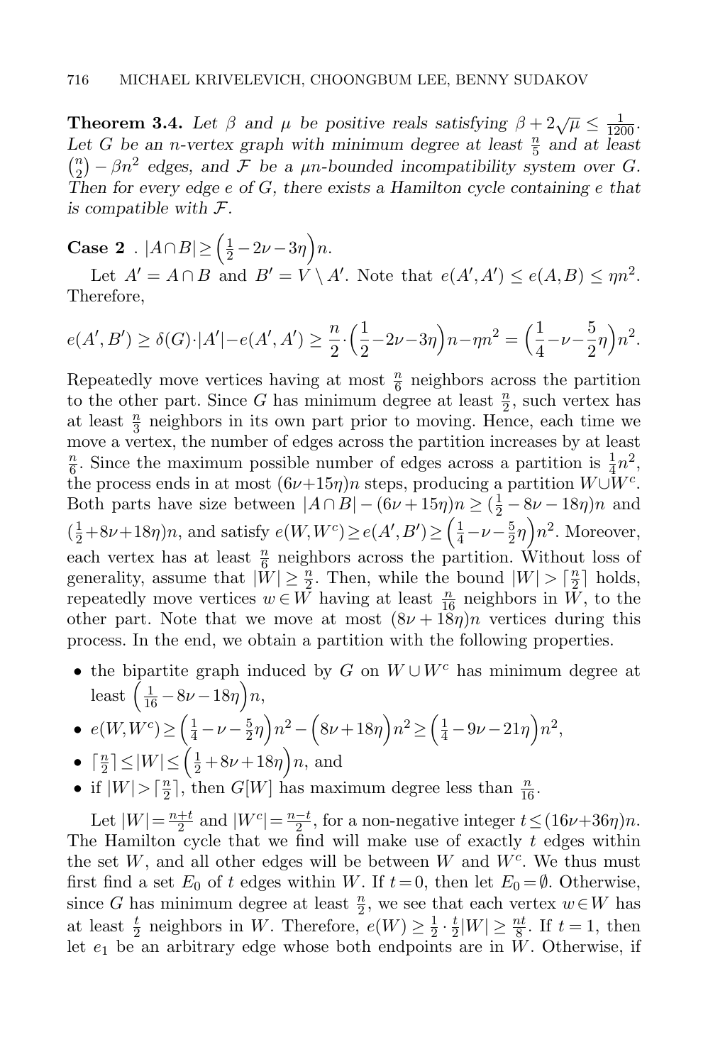**Theorem 3.4.** *Let $\beta$ and $\mu$ be positive reals satisfying $\beta + 2\sqrt{\mu} \le \frac{1}{1200}$. Let $G$ be an $n$-vertex graph with minimum degree at least $\frac{n}{5}$ and at least $\binom{n}{2} - \beta n^2$ edges, and $\mathcal{F}$ be a $\mu n$-bounded incompatibility system over $G$. Then for every edge $e$ of $G$, there exists a Hamilton cycle containing $e$ that is compatible with $\mathcal{F}$.*

**Case 2** . $|A \cap B| \ge \left(\frac{1}{2} - 2\nu - 3\eta\right)n$.

Let $A' = A \cap B$ and $B' = V \setminus A'$. Note that $e(A', A') \le e(A, B) \le \eta n^2$. Therefore,

$$e(A', B') \ge \delta(G) \cdot |A'| - e(A', A') \ge \frac{n}{2} \cdot \left(\frac{1}{2} - 2\nu - 3\eta\right)n - \eta n^2 = \left(\frac{1}{4} - \nu - \frac{5}{2}\eta\right)n^2.$$

Repeatedly move vertices having at most $\frac{n}{6}$ neighbors across the partition to the other part. Since $G$ has minimum degree at least $\frac{n}{2}$, such vertex has at least $\frac{n}{3}$ neighbors in its own part prior to moving. Hence, each time we move a vertex, the number of edges across the partition increases by at least $\frac{n}{6}$. Since the maximum possible number of edges across a partition is $\frac{1}{4}n^2$, the process ends in at most $(6\nu + 15\eta)n$ steps, producing a partition $W \cup W^c$. Both parts have size between $|A \cap B| - (6\nu + 15\eta)n \ge (\frac{1}{2} - 8\nu - 18\eta)n$ and $(\frac{1}{2} + 8\nu + 18\eta)n$, and satisfy $e(W, W^c) \ge e(A', B') \ge \left(\frac{1}{4} - \nu - \frac{5}{2}\eta\right)n^2$. Moreover, each vertex has at least $\frac{n}{6}$ neighbors across the partition. Without loss of generality, assume that $|W| \ge \frac{n}{2}$. Then, while the bound $|W| > \lceil \frac{n}{2} \rceil$ holds, repeatedly move vertices $w \in W$ having at least $\frac{n}{16}$ neighbors in $W$, to the other part. Note that we move at most $(8\nu + 18\eta)n$ vertices during this process. In the end, we obtain a partition with the following properties.

- the bipartite graph induced by $G$ on $W \cup W^c$ has minimum degree at least $\left(\frac{1}{16} - 8\nu - 18\eta\right)n$,
- $e(W, W^c) \ge \left(\frac{1}{4} - \nu - \frac{5}{2}\eta\right)n^2 - \left(8\nu + 18\eta\right)n^2 \ge \left(\frac{1}{4} - 9\nu - 21\eta\right)n^2$,
- $\lceil \frac{n}{2} \rceil \le |W| \le \left(\frac{1}{2} + 8\nu + 18\eta\right)n$, and
- if $|W| > \lceil \frac{n}{2} \rceil$, then $G[W]$ has maximum degree less than $\frac{n}{16}$.

Let $|W| = \frac{n+t}{2}$ and $|W^c| = \frac{n-t}{2}$, for a non-negative integer $t \le (16\nu + 36\eta)n$. The Hamilton cycle that we find will make use of exactly $t$ edges within the set $W$, and all other edges will be between $W$ and $W^c$. We thus must first find a set $E_0$ of $t$ edges within $W$. If $t = 0$, then let $E_0 = \emptyset$. Otherwise, since $G$ has minimum degree at least $\frac{n}{2}$, we see that each vertex $w \in W$ has at least $\frac{t}{2}$ neighbors in $W$. Therefore, $e(W) \ge \frac{1}{2} \cdot \frac{t}{2}|W| \ge \frac{nt}{8}$. If $t = 1$, then let $e_1$ be an arbitrary edge whose both endpoints are in $W$. Otherwise, if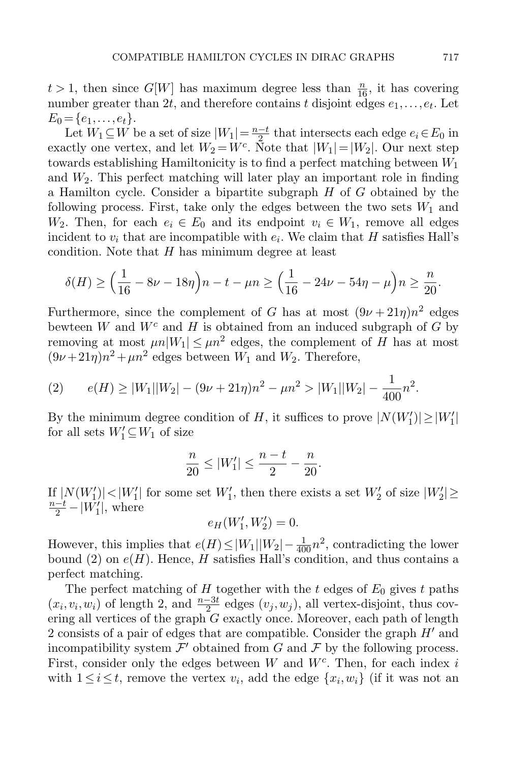$t > 1$, then since $G[W]$ has maximum degree less than $\frac{n}{16}$, it has covering number greater than $2t$, and therefore contains $t$ disjoint edges $e_1, \ldots, e_t$. Let $E_0 = \{e_1, \ldots, e_t\}$.

Let $W_1 \subseteq W$ be a set of size $|W_1| = \frac{n-t}{2}$ that intersects each edge $e_i \in E_0$ in exactly one vertex, and let $W_2 = W^c$. Note that $|W_1| = |W_2|$. Our next step towards establishing Hamiltonicity is to find a perfect matching between $W_1$ and $W_2$. This perfect matching will later play an important role in finding a Hamilton cycle. Consider a bipartite subgraph $H$ of $G$ obtained by the following process. First, take only the edges between the two sets $W_1$ and $W_2$. Then, for each $e_i \in E_0$ and its endpoint $v_i \in W_1$, remove all edges incident to $v_i$ that are incompatible with $e_i$. We claim that $H$ satisfies Hall's condition. Note that $H$ has minimum degree at least

$$\delta(H) \geq \Big(\frac{1}{16} - 8\nu - 18\eta\Big)n - t - \mu n \geq \Big(\frac{1}{16} - 24\nu - 54\eta - \mu\Big)n \geq \frac{n}{20}.$$

Furthermore, since the complement of $G$ has at most $(9\nu + 21\eta)n^2$ edges bewteen $W$ and $W^c$ and $H$ is obtained from an induced subgraph of $G$ by removing at most $\mu n|W_1| \leq \mu n^2$ edges, the complement of $H$ has at most $(9\nu + 21\eta)n^2 + \mu n^2$ edges between $W_1$ and $W_2$. Therefore,

$$e(H) \geq |W_1||W_2| - (9\nu + 21\eta)n^2 - \mu n^2 > |W_1||W_2| - \frac{1}{400}n^2. \tag{2}$$

By the minimum degree condition of $H$, it suffices to prove $|N(W_1')| \geq |W_1'|$ for all sets $W_1' \subseteq W_1$ of size

$$\frac{n}{20} \leq |W_1'| \leq \frac{n-t}{2} - \frac{n}{20}.$$

If $|N(W_1')| < |W_1'|$ for some set $W_1'$, then there exists a set $W_2'$ of size $|W_2'| \geq \frac{n-t}{2} - |W_1'|$, where

$$e_H(W_1', W_2') = 0.$$

However, this implies that $e(H) \leq |W_1||W_2| - \frac{1}{400}n^2$, contradicting the lower bound (2) on $e(H)$. Hence, $H$ satisfies Hall's condition, and thus contains a perfect matching.

The perfect matching of $H$ together with the $t$ edges of $E_0$ gives $t$ paths $(x_i, v_i, w_i)$ of length 2, and $\frac{n-3t}{2}$ edges $(v_j, w_j)$, all vertex-disjoint, thus covering all vertices of the graph $G$ exactly once. Moreover, each path of length 2 consists of a pair of edges that are compatible. Consider the graph $H'$ and incompatibility system $\mathcal{F}'$ obtained from $G$ and $\mathcal{F}$ by the following process. First, consider only the edges between $W$ and $W^c$. Then, for each index $i$ with $1 \leq i \leq t$, remove the vertex $v_i$, add the edge $\{x_i, w_i\}$ (if it was not an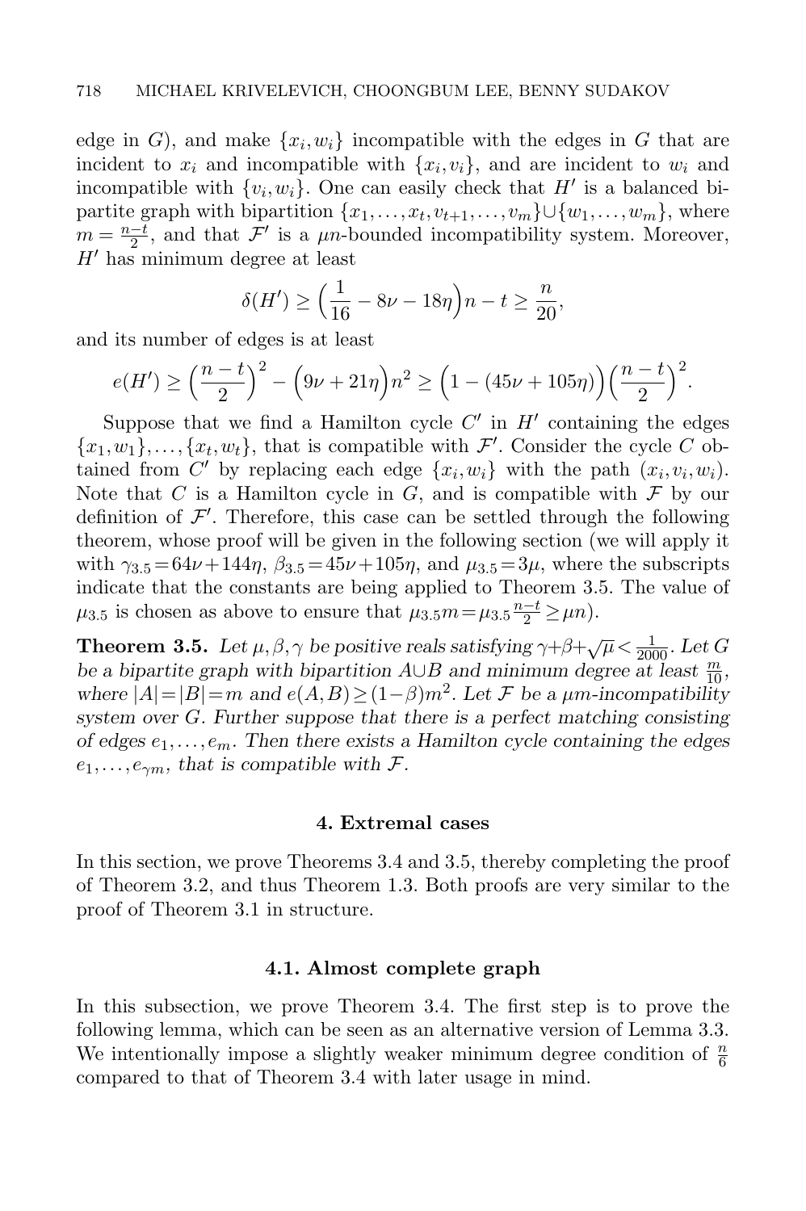edge in $G$), and make $\{x_i, w_i\}$ incompatible with the edges in $G$ that are incident to $x_i$ and incompatible with $\{x_i, v_i\}$, and are incident to $w_i$ and incompatible with $\{v_i, w_i\}$. One can easily check that $H'$ is a balanced bipartite graph with bipartition $\{x_1, \dots, x_t, v_{t+1}, \dots, v_m\} \cup \{w_1, \dots, w_m\}$, where $m = \frac{n-t}{2}$, and that $\mathcal{F}'$ is a $\mu n$-bounded incompatibility system. Moreover, $H'$ has minimum degree at least

$$\delta(H') \geq \Big(\frac{1}{16} - 8\nu - 18\eta\Big)n - t \geq \frac{n}{20},$$

and its number of edges is at least

$$e(H') \geq \Big(\frac{n-t}{2}\Big)^2 - \Big(9\nu + 21\eta\Big)n^2 \geq \Big(1 - (45\nu + 105\eta)\Big)\Big(\frac{n-t}{2}\Big)^2.$$

Suppose that we find a Hamilton cycle $C'$ in $H'$ containing the edges $\{x_1, w_1\}, \dots, \{x_t, w_t\}$, that is compatible with $\mathcal{F}'$. Consider the cycle $C$ obtained from $C'$ by replacing each edge $\{x_i, w_i\}$ with the path $(x_i, v_i, w_i)$. Note that $C$ is a Hamilton cycle in $G$, and is compatible with $\mathcal{F}$ by our definition of $\mathcal{F}'$. Therefore, this case can be settled through the following theorem, whose proof will be given in the following section (we will apply it with $\gamma_{3.5} = 64\nu + 144\eta$, $\beta_{3.5} = 45\nu + 105\eta$, and $\mu_{3.5} = 3\mu$, where the subscripts indicate that the constants are being applied to Theorem 3.5. The value of $\mu_{3.5}$ is chosen as above to ensure that $\mu_{3.5} m = \mu_{3.5} \frac{n-t}{2} \geq \mu n$).

**Theorem 3.5.** *Let $\mu, \beta, \gamma$ be positive reals satisfying $\gamma + \beta + \sqrt{\mu} < \frac{1}{2000}$. Let $G$ be a bipartite graph with bipartition $A \cup B$ and minimum degree at least $\frac{m}{10}$, where $|A| = |B| = m$ and $e(A, B) \geq (1-\beta)m^2$. Let $\mathcal{F}$ be a $\mu m$-incompatibility system over $G$. Further suppose that there is a perfect matching consisting of edges $e_1, \dots, e_m$. Then there exists a Hamilton cycle containing the edges $e_1, \dots, e_{\gamma m}$, that is compatible with $\mathcal{F}$.*

## 4. Extremal cases

In this section, we prove Theorems 3.4 and 3.5, thereby completing the proof of Theorem 3.2, and thus Theorem 1.3. Both proofs are very similar to the proof of Theorem 3.1 in structure.

### 4.1. Almost complete graph

In this subsection, we prove Theorem 3.4. The first step is to prove the following lemma, which can be seen as an alternative version of Lemma 3.3. We intentionally impose a slightly weaker minimum degree condition of $\frac{n}{6}$ compared to that of Theorem 3.4 with later usage in mind.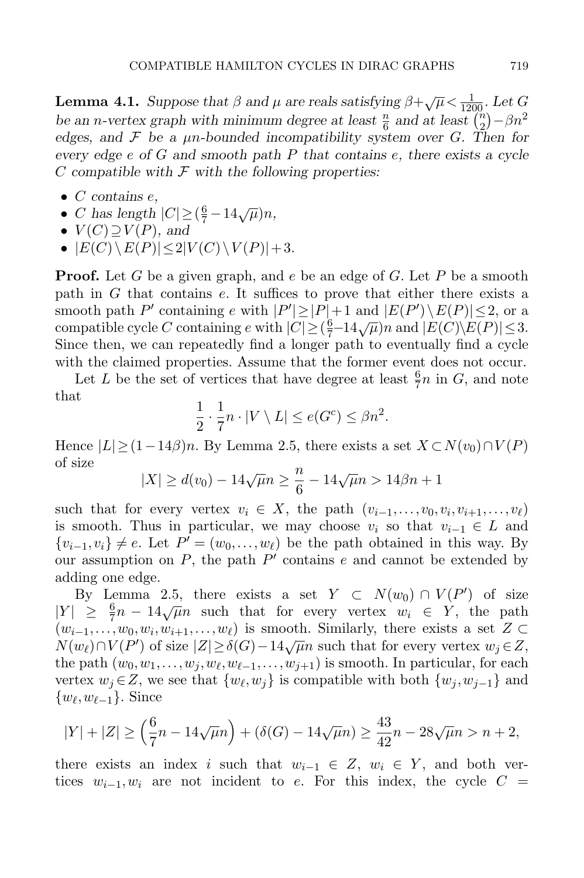**Lemma 4.1.** *Suppose that $\beta$ and $\mu$ are reals satisfying $\beta+\sqrt{\mu}<\frac{1}{1200}$. Let $G$ be an $n$-vertex graph with minimum degree at least $\frac{n}{6}$ and at least $\binom{n}{2}-\beta n^2$ edges, and $\mathcal{F}$ be a $\mu n$-bounded incompatibility system over $G$. Then for every edge $e$ of $G$ and smooth path $P$ that contains $e$, there exists a cycle $C$ compatible with $\mathcal{F}$ with the following properties:*

- *$C$ contains $e$,*
- *$C$ has length $|C|\geq(\frac{6}{7}-14\sqrt{\mu})n$,*
- *$V(C)\supseteq V(P)$, and*
- *$|E(C)\setminus E(P)|\leq 2|V(C)\setminus V(P)|+3$.*

**Proof.** Let $G$ be a given graph, and $e$ be an edge of $G$. Let $P$ be a smooth path in $G$ that contains $e$. It suffices to prove that either there exists a smooth path $P'$ containing $e$ with $|P'|\geq|P|+1$ and $|E(P')\setminus E(P)|\leq 2$, or a compatible cycle $C$ containing $e$ with $|C|\geq(\frac{6}{7}-14\sqrt{\mu})n$ and $|E(C)\setminus E(P)|\leq 3$. Since then, we can repeatedly find a longer path to eventually find a cycle with the claimed properties. Assume that the former event does not occur.

Let $L$ be the set of vertices that have degree at least $\frac{6}{7}n$ in $G$, and note that

$$\frac{1}{2}\cdot\frac{1}{7}n\cdot|V\setminus L|\leq e(G^c)\leq\beta n^2.$$

Hence $|L|\geq(1-14\beta)n$. By Lemma 2.5, there exists a set $X\subset N(v_0)\cap V(P)$ of size

$$|X|\geq d(v_0)-14\sqrt{\mu}n\geq\frac{n}{6}-14\sqrt{\mu}n>14\beta n+1$$

such that for every vertex $v_i\in X$, the path $(v_{i-1},\ldots,v_0,v_i,v_{i+1},\ldots,v_\ell)$ is smooth. Thus in particular, we may choose $v_i$ so that $v_{i-1}\in L$ and $\{v_{i-1},v_i\}\neq e$. Let $P'=(w_0,\ldots,w_\ell)$ be the path obtained in this way. By our assumption on $P$, the path $P'$ contains $e$ and cannot be extended by adding one edge.

By Lemma 2.5, there exists a set $Y\subset N(w_0)\cap V(P')$ of size $|Y|\geq\frac{6}{7}n-14\sqrt{\mu}n$ such that for every vertex $w_i\in Y$, the path $(w_{i-1},\ldots,w_0,w_i,w_{i+1},\ldots,w_\ell)$ is smooth. Similarly, there exists a set $Z\subset N(w_\ell)\cap V(P')$ of size $|Z|\geq\delta(G)-14\sqrt{\mu}n$ such that for every vertex $w_j\in Z$, the path $(w_0,w_1,\ldots,w_j,w_\ell,w_{\ell-1},\ldots,w_{j+1})$ is smooth. In particular, for each vertex $w_j\in Z$, we see that $\{w_\ell,w_j\}$ is compatible with both $\{w_j,w_{j-1}\}$ and $\{w_\ell,w_{\ell-1}\}$. Since

$$|Y|+|Z|\geq\left(\frac{6}{7}n-14\sqrt{\mu}n\right)+(\delta(G)-14\sqrt{\mu}n)\geq\frac{43}{42}n-28\sqrt{\mu}n>n+2,$$

there exists an index $i$ such that $w_{i-1}\in Z$, $w_i\in Y$, and both vertices $w_{i-1},w_i$ are not incident to $e$. For this index, the cycle $C=$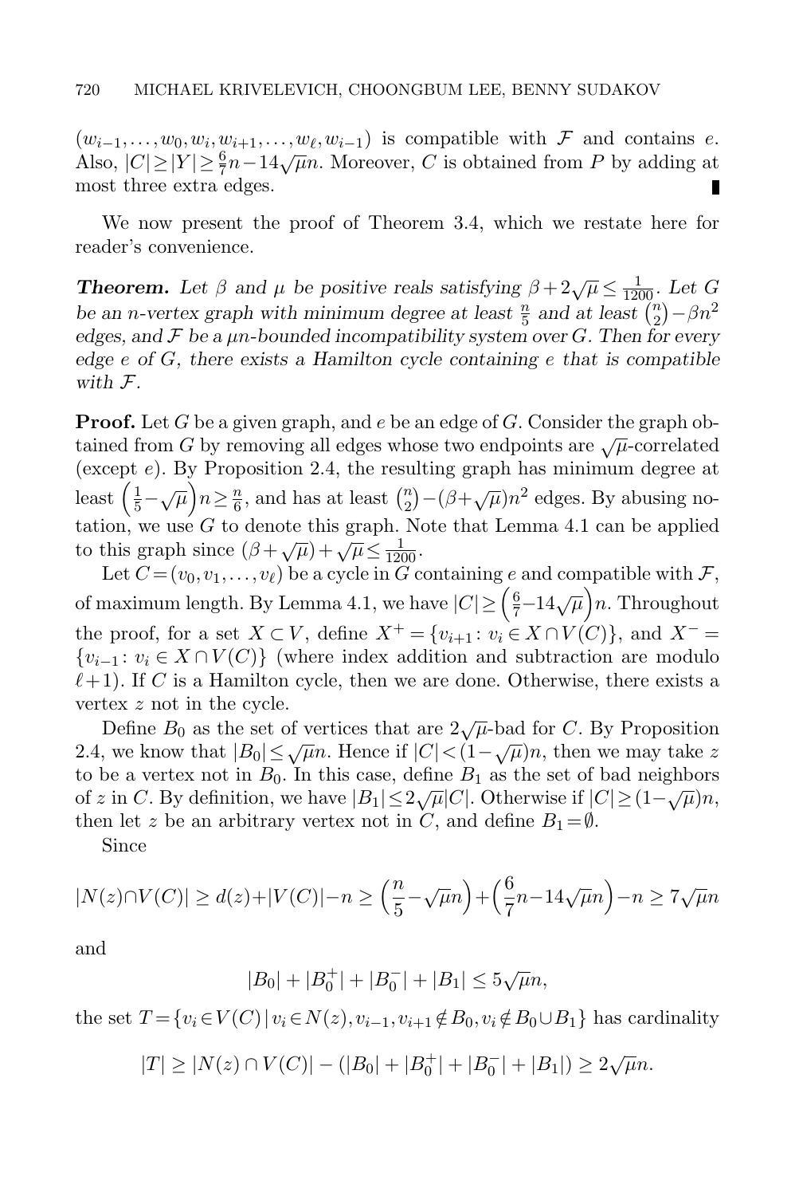$(w_{i-1},\dots,w_0,w_i,w_{i+1},\dots,w_\ell,w_{i-1})$ is compatible with $\mathcal{F}$ and contains $e$. Also, $|C|\ge|Y|\ge\frac{6}{7}n-14\sqrt{\mu}n$. Moreover, $C$ is obtained from $P$ by adding at most three extra edges. ∎

We now present the proof of Theorem 3.4, which we restate here for reader's convenience.

***Theorem.*** *Let $\beta$ and $\mu$ be positive reals satisfying $\beta+2\sqrt{\mu}\le\frac{1}{1200}$. Let $G$ be an $n$-vertex graph with minimum degree at least $\frac{n}{5}$ and at least $\binom{n}{2}-\beta n^2$ edges, and $\mathcal{F}$ be a $\mu n$-bounded incompatibility system over $G$. Then for every edge $e$ of $G$, there exists a Hamilton cycle containing $e$ that is compatible with $\mathcal{F}$.*

**Proof.** Let $G$ be a given graph, and $e$ be an edge of $G$. Consider the graph obtained from $G$ by removing all edges whose two endpoints are $\sqrt{\mu}$-correlated (except $e$). By Proposition 2.4, the resulting graph has minimum degree at least $\left(\frac{1}{5}-\sqrt{\mu}\right)n\ge\frac{n}{6}$, and has at least $\binom{n}{2}-(\beta+\sqrt{\mu})n^2$ edges. By abusing notation, we use $G$ to denote this graph. Note that Lemma 4.1 can be applied to this graph since $(\beta+\sqrt{\mu})+\sqrt{\mu}\le\frac{1}{1200}$.

Let $C=(v_0,v_1,\dots,v_\ell)$ be a cycle in $G$ containing $e$ and compatible with $\mathcal{F}$, of maximum length. By Lemma 4.1, we have $|C|\ge\left(\frac{6}{7}-14\sqrt{\mu}\right)n$. Throughout the proof, for a set $X\subset V$, define $X^+=\{v_{i+1}\colon v_i\in X\cap V(C)\}$, and $X^-=\{v_{i-1}\colon v_i\in X\cap V(C)\}$ (where index addition and subtraction are modulo $\ell+1$). If $C$ is a Hamilton cycle, then we are done. Otherwise, there exists a vertex $z$ not in the cycle.

Define $B_0$ as the set of vertices that are $2\sqrt{\mu}$-bad for $C$. By Proposition 2.4, we know that $|B_0|\le\sqrt{\mu}n$. Hence if $|C|<(1-\sqrt{\mu})n$, then we may take $z$ to be a vertex not in $B_0$. In this case, define $B_1$ as the set of bad neighbors of $z$ in $C$. By definition, we have $|B_1|\le 2\sqrt{\mu}|C|$. Otherwise if $|C|\ge(1-\sqrt{\mu})n$, then let $z$ be an arbitrary vertex not in $C$, and define $B_1=\emptyset$.

Since

$$|N(z)\cap V(C)|\ge d(z)+|V(C)|-n\ge\left(\frac{n}{5}-\sqrt{\mu}n\right)+\left(\frac{6}{7}n-14\sqrt{\mu}n\right)-n\ge 7\sqrt{\mu}n$$

and

$$|B_0|+|B_0^+|+|B_0^-|+|B_1|\le 5\sqrt{\mu}n,$$

the set $T=\{v_i\in V(C)\,|\,v_i\in N(z),v_{i-1},v_{i+1}\notin B_0,v_i\notin B_0\cup B_1\}$ has cardinality

$$|T|\ge|N(z)\cap V(C)|-(|B_0|+|B_0^+|+|B_0^-|+|B_1|)\ge 2\sqrt{\mu}n.$$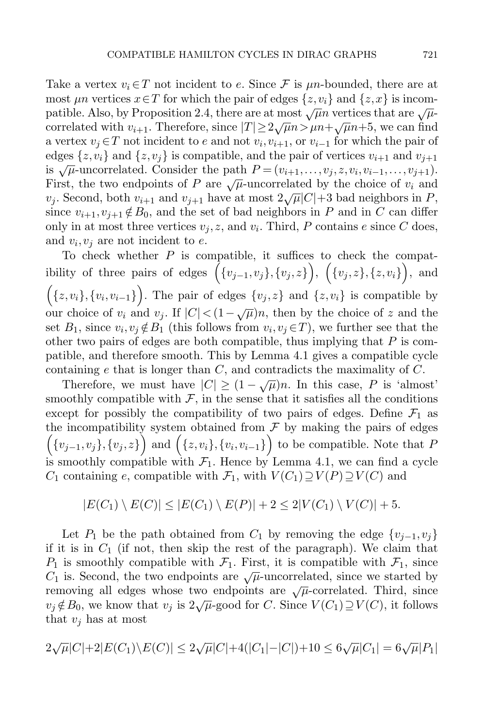Take a vertex $v_i \in T$ not incident to $e$. Since $\mathcal{F}$ is $\mu n$-bounded, there are at most $\mu n$ vertices $x \in T$ for which the pair of edges $\{z, v_i\}$ and $\{z, x\}$ is incompatible. Also, by Proposition 2.4, there are at most $\sqrt{\mu}n$ vertices that are $\sqrt{\mu}$-correlated with $v_{i+1}$. Therefore, since $|T| \geq 2\sqrt{\mu}n > \mu n + \sqrt{\mu}n + 5$, we can find a vertex $v_j \in T$ not incident to $e$ and not $v_i, v_{i+1}$, or $v_{i-1}$ for which the pair of edges $\{z, v_i\}$ and $\{z, v_j\}$ is compatible, and the pair of vertices $v_{i+1}$ and $v_{j+1}$ is $\sqrt{\mu}$-uncorrelated. Consider the path $P = (v_{i+1}, \ldots, v_j, z, v_i, v_{i-1}, \ldots, v_{j+1})$. First, the two endpoints of $P$ are $\sqrt{\mu}$-uncorrelated by the choice of $v_i$ and $v_j$. Second, both $v_{i+1}$ and $v_{j+1}$ have at most $2\sqrt{\mu}|C| + 3$ bad neighbors in $P$, since $v_{i+1}, v_{j+1} \notin B_0$, and the set of bad neighbors in $P$ and in $C$ can differ only in at most three vertices $v_j$, $z$, and $v_i$. Third, $P$ contains $e$ since $C$ does, and $v_i, v_j$ are not incident to $e$.

To check whether $P$ is compatible, it suffices to check the compatibility of three pairs of edges $\Big(\{v_{j-1}, v_j\}, \{v_j, z\}\Big)$, $\Big(\{v_j, z\}, \{z, v_i\}\Big)$, and $\Big(\{z, v_i\}, \{v_i, v_{i-1}\}\Big)$. The pair of edges $\{v_j, z\}$ and $\{z, v_i\}$ is compatible by our choice of $v_i$ and $v_j$. If $|C| < (1 - \sqrt{\mu})n$, then by the choice of $z$ and the set $B_1$, since $v_i, v_j \notin B_1$ (this follows from $v_i, v_j \in T$), we further see that the other two pairs of edges are both compatible, thus implying that $P$ is compatible, and therefore smooth. This by Lemma 4.1 gives a compatible cycle containing $e$ that is longer than $C$, and contradicts the maximality of $C$.

Therefore, we must have $|C| \geq (1 - \sqrt{\mu})n$. In this case, $P$ is 'almost' smoothly compatible with $\mathcal{F}$, in the sense that it satisfies all the conditions except for possibly the compatibility of two pairs of edges. Define $\mathcal{F}_1$ as the incompatibility system obtained from $\mathcal{F}$ by making the pairs of edges $\Big(\{v_{j-1}, v_j\}, \{v_j, z\}\Big)$ and $\Big(\{z, v_i\}, \{v_i, v_{i-1}\}\Big)$ to be compatible. Note that $P$ is smoothly compatible with $\mathcal{F}_1$. Hence by Lemma 4.1, we can find a cycle $C_1$ containing $e$, compatible with $\mathcal{F}_1$, with $V(C_1) \supseteq V(P) \supseteq V(C)$ and

$$|E(C_1) \setminus E(C)| \leq |E(C_1) \setminus E(P)| + 2 \leq 2|V(C_1) \setminus V(C)| + 5.$$

Let $P_1$ be the path obtained from $C_1$ by removing the edge $\{v_{j-1}, v_j\}$ if it is in $C_1$ (if not, then skip the rest of the paragraph). We claim that $P_1$ is smoothly compatible with $\mathcal{F}_1$. First, it is compatible with $\mathcal{F}_1$, since $C_1$ is. Second, the two endpoints are $\sqrt{\mu}$-uncorrelated, since we started by removing all edges whose two endpoints are $\sqrt{\mu}$-correlated. Third, since $v_j \notin B_0$, we know that $v_j$ is $2\sqrt{\mu}$-good for $C$. Since $V(C_1) \supseteq V(C)$, it follows that $v_j$ has at most

$$2\sqrt{\mu}|C| + 2|E(C_1) \setminus E(C)| \leq 2\sqrt{\mu}|C| + 4(|C_1| - |C|) + 10 \leq 6\sqrt{\mu}|C_1| = 6\sqrt{\mu}|P_1|$$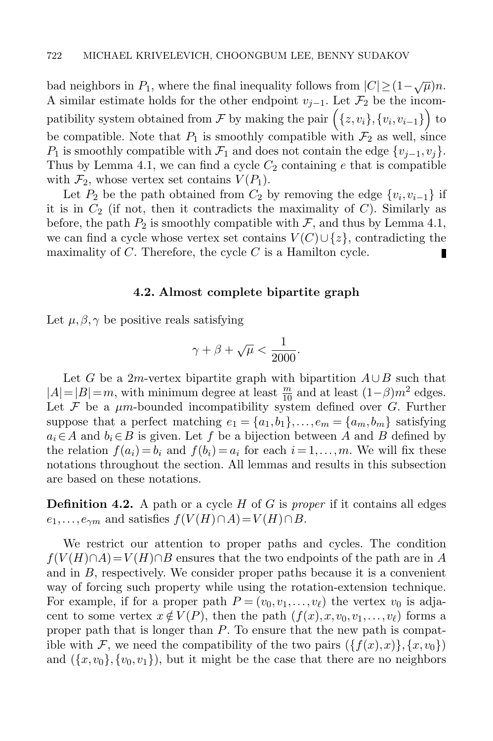bad neighbors in $P_1$, where the final inequality follows from $|C| \geq (1-\sqrt{\mu})n$. A similar estimate holds for the other endpoint $v_{j-1}$. Let $\mathcal{F}_2$ be the incompatibility system obtained from $\mathcal{F}$ by making the pair $\left(\{z, v_i\}, \{v_i, v_{i-1}\}\right)$ to be compatible. Note that $P_1$ is smoothly compatible with $\mathcal{F}_2$ as well, since $P_1$ is smoothly compatible with $\mathcal{F}_1$ and does not contain the edge $\{v_{j-1}, v_j\}$. Thus by Lemma 4.1, we can find a cycle $C_2$ containing $e$ that is compatible with $\mathcal{F}_2$, whose vertex set contains $V(P_1)$.

Let $P_2$ be the path obtained from $C_2$ by removing the edge $\{v_i, v_{i-1}\}$ if it is in $C_2$ (if not, then it contradicts the maximality of $C$). Similarly as before, the path $P_2$ is smoothly compatible with $\mathcal{F}$, and thus by Lemma 4.1, we can find a cycle whose vertex set contains $V(C) \cup \{z\}$, contradicting the maximality of $C$. Therefore, the cycle $C$ is a Hamilton cycle. ∎

### 4.2. Almost complete bipartite graph

Let $\mu, \beta, \gamma$ be positive reals satisfying

$$\gamma + \beta + \sqrt{\mu} < \frac{1}{2000}.$$

Let $G$ be a $2m$-vertex bipartite graph with bipartition $A \cup B$ such that $|A| = |B| = m$, with minimum degree at least $\frac{m}{10}$ and at least $(1-\beta)m^2$ edges. Let $\mathcal{F}$ be a $\mu m$-bounded incompatibility system defined over $G$. Further suppose that a perfect matching $e_1 = \{a_1, b_1\}, \ldots, e_m = \{a_m, b_m\}$ satisfying $a_i \in A$ and $b_i \in B$ is given. Let $f$ be a bijection between $A$ and $B$ defined by the relation $f(a_i) = b_i$ and $f(b_i) = a_i$ for each $i = 1, \ldots, m$. We will fix these notations throughout the section. All lemmas and results in this subsection are based on these notations.

**Definition 4.2.** A path or a cycle $H$ of $G$ is *proper* if it contains all edges $e_1, \ldots, e_{\gamma m}$ and satisfies $f(V(H) \cap A) = V(H) \cap B$.

We restrict our attention to proper paths and cycles. The condition $f(V(H) \cap A) = V(H) \cap B$ ensures that the two endpoints of the path are in $A$ and in $B$, respectively. We consider proper paths because it is a convenient way of forcing such property while using the rotation-extension technique. For example, if for a proper path $P = (v_0, v_1, \ldots, v_\ell)$ the vertex $v_0$ is adjacent to some vertex $x \notin V(P)$, then the path $(f(x), x, v_0, v_1, \ldots, v_\ell)$ forms a proper path that is longer than $P$. To ensure that the new path is compatible with $\mathcal{F}$, we need the compatibility of the two pairs $(\{f(x), x\}, \{x, v_0\})$ and $(\{x, v_0\}, \{v_0, v_1\})$, but it might be the case that there are no neighbors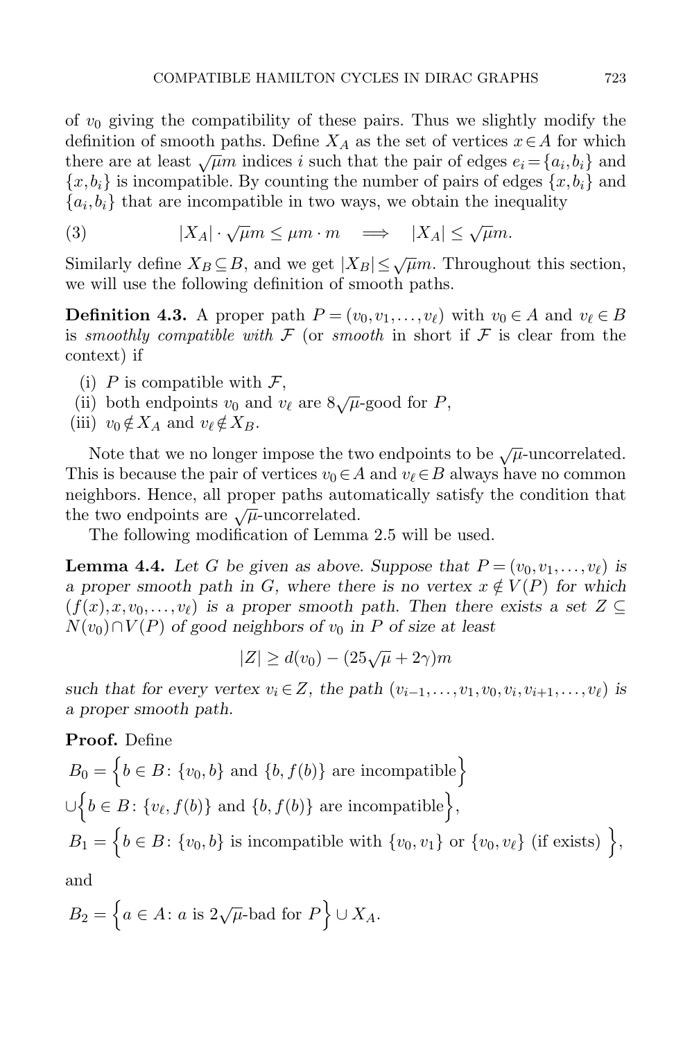of $v_0$ giving the compatibility of these pairs. Thus we slightly modify the definition of smooth paths. Define $X_A$ as the set of vertices $x \in A$ for which there are at least $\sqrt{\mu}m$ indices $i$ such that the pair of edges $e_i = \{a_i, b_i\}$ and $\{x, b_i\}$ is incompatible. By counting the number of pairs of edges $\{x, b_i\}$ and $\{a_i, b_i\}$ that are incompatible in two ways, we obtain the inequality

$$|X_A| \cdot \sqrt{\mu}m \leq \mu m \cdot m \quad \Longrightarrow \quad |X_A| \leq \sqrt{\mu}m. \tag{3}$$

Similarly define $X_B \subseteq B$, and we get $|X_B| \leq \sqrt{\mu}m$. Throughout this section, we will use the following definition of smooth paths.

**Definition 4.3.** A proper path $P = (v_0, v_1, \ldots, v_\ell)$ with $v_0 \in A$ and $v_\ell \in B$ is *smoothly compatible with* $\mathcal{F}$ (or *smooth* in short if $\mathcal{F}$ is clear from the context) if

(i) $P$ is compatible with $\mathcal{F}$,
(ii) both endpoints $v_0$ and $v_\ell$ are $8\sqrt{\mu}$-good for $P$,
(iii) $v_0 \notin X_A$ and $v_\ell \notin X_B$.

Note that we no longer impose the two endpoints to be $\sqrt{\mu}$-uncorrelated. This is because the pair of vertices $v_0 \in A$ and $v_\ell \in B$ always have no common neighbors. Hence, all proper paths automatically satisfy the condition that the two endpoints are $\sqrt{\mu}$-uncorrelated.

The following modification of Lemma 2.5 will be used.

**Lemma 4.4.** *Let $G$ be given as above. Suppose that $P = (v_0, v_1, \ldots, v_\ell)$ is a proper smooth path in $G$, where there is no vertex $x \notin V(P)$ for which $(f(x), x, v_0, \ldots, v_\ell)$ is a proper smooth path. Then there exists a set $Z \subseteq N(v_0) \cap V(P)$ of good neighbors of $v_0$ in $P$ of size at least*

$$|Z| \geq d(v_0) - (25\sqrt{\mu} + 2\gamma)m$$

*such that for every vertex $v_i \in Z$, the path $(v_{i-1}, \ldots, v_1, v_0, v_i, v_{i+1}, \ldots, v_\ell)$ is a proper smooth path.*

**Proof.** Define

$$B_0 = \Big\{ b \in B \colon \{v_0, b\} \text{ and } \{b, f(b)\} \text{ are incompatible} \Big\}$$
$$\cup \Big\{ b \in B \colon \{v_\ell, f(b)\} \text{ and } \{b, f(b)\} \text{ are incompatible} \Big\},$$
$$B_1 = \Big\{ b \in B \colon \{v_0, b\} \text{ is incompatible with } \{v_0, v_1\} \text{ or } \{v_0, v_\ell\} \text{ (if exists) } \Big\},$$

and

$$B_2 = \Big\{ a \in A \colon a \text{ is } 2\sqrt{\mu}\text{-bad for } P \Big\} \cup X_A.$$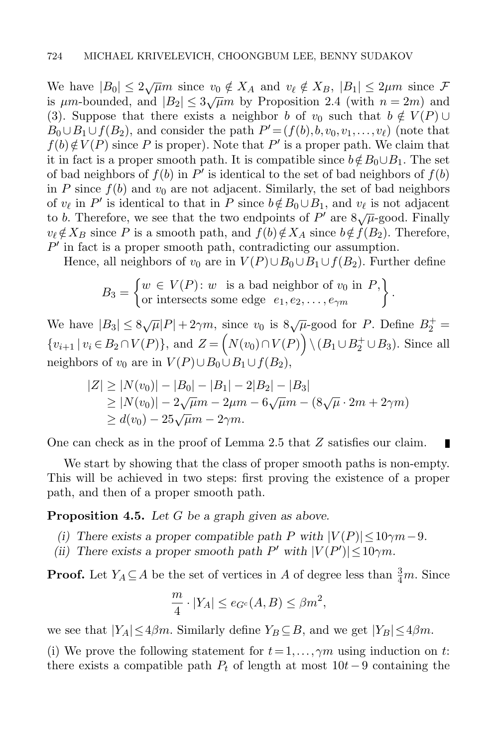We have $|B_0| \le 2\sqrt{\mu}m$ since $v_0 \notin X_A$ and $v_\ell \notin X_B$, $|B_1| \le 2\mu m$ since $\mathcal{F}$ is $\mu m$-bounded, and $|B_2| \le 3\sqrt{\mu}m$ by Proposition 2.4 (with $n = 2m$) and (3). Suppose that there exists a neighbor $b$ of $v_0$ such that $b \notin V(P) \cup B_0 \cup B_1 \cup f(B_2)$, and consider the path $P' = (f(b), b, v_0, v_1, \ldots, v_\ell)$ (note that $f(b) \notin V(P)$ since $P$ is proper). Note that $P'$ is a proper path. We claim that it in fact is a proper smooth path. It is compatible since $b \notin B_0 \cup B_1$. The set of bad neighbors of $f(b)$ in $P'$ is identical to the set of bad neighbors of $f(b)$ in $P$ since $f(b)$ and $v_0$ are not adjacent. Similarly, the set of bad neighbors of $v_\ell$ in $P'$ is identical to that in $P$ since $b \notin B_0 \cup B_1$, and $v_\ell$ is not adjacent to $b$. Therefore, we see that the two endpoints of $P'$ are $8\sqrt{\mu}$-good. Finally $v_\ell \notin X_B$ since $P$ is a smooth path, and $f(b) \notin X_A$ since $b \notin f(B_2)$. Therefore, $P'$ in fact is a proper smooth path, contradicting our assumption.

Hence, all neighbors of $v_0$ are in $V(P) \cup B_0 \cup B_1 \cup f(B_2)$. Further define

$$B_3 = \left\{ \begin{array}{l} w \in V(P)\colon w \ \text{ is a bad neighbor of } v_0 \text{ in } P, \\ \text{or intersects some edge } \ e_1, e_2, \ldots, e_{\gamma m} \end{array} \right\}.$$

We have $|B_3| \le 8\sqrt{\mu}|P| + 2\gamma m$, since $v_0$ is $8\sqrt{\mu}$-good for $P$. Define $B_2^+ = \{v_{i+1} \mid v_i \in B_2 \cap V(P)\}$, and $Z = \Big(N(v_0) \cap V(P)\Big) \setminus (B_1 \cup B_2^+ \cup B_3)$. Since all neighbors of $v_0$ are in $V(P) \cup B_0 \cup B_1 \cup f(B_2)$,

$$\begin{aligned} |Z| &\ge |N(v_0)| - |B_0| - |B_1| - 2|B_2| - |B_3| \\ &\ge |N(v_0)| - 2\sqrt{\mu}m - 2\mu m - 6\sqrt{\mu}m - (8\sqrt{\mu} \cdot 2m + 2\gamma m) \\ &\ge d(v_0) - 25\sqrt{\mu}m - 2\gamma m. \end{aligned}$$

One can check as in the proof of Lemma 2.5 that $Z$ satisfies our claim. ∎

We start by showing that the class of proper smooth paths is non-empty. This will be achieved in two steps: first proving the existence of a proper path, and then of a proper smooth path.

**Proposition 4.5.** *Let $G$ be a graph given as above.*

*(i) There exists a proper compatible path $P$ with $|V(P)| \le 10\gamma m - 9$.*

*(ii) There exists a proper smooth path $P'$ with $|V(P')| \le 10\gamma m$.*

**Proof.** Let $Y_A \subseteq A$ be the set of vertices in $A$ of degree less than $\frac{3}{4}m$. Since

$$\frac{m}{4} \cdot |Y_A| \le e_{G^c}(A, B) \le \beta m^2,$$

we see that $|Y_A| \le 4\beta m$. Similarly define $Y_B \subseteq B$, and we get $|Y_B| \le 4\beta m$.

(i) We prove the following statement for $t = 1, \ldots, \gamma m$ using induction on $t$: there exists a compatible path $P_t$ of length at most $10t - 9$ containing the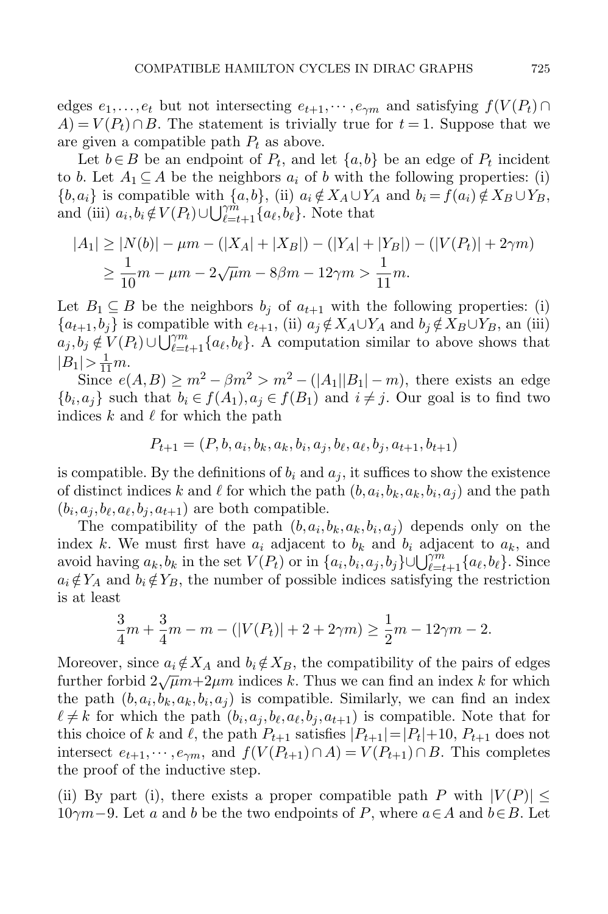edges $e_1,\dots,e_t$ but not intersecting $e_{t+1},\cdots,e_{\gamma m}$ and satisfying $f(V(P_t)\cap A)=V(P_t)\cap B$. The statement is trivially true for $t=1$. Suppose that we are given a compatible path $P_t$ as above.

Let $b\in B$ be an endpoint of $P_t$, and let $\{a,b\}$ be an edge of $P_t$ incident to $b$. Let $A_1\subseteq A$ be the neighbors $a_i$ of $b$ with the following properties: (i) $\{b,a_i\}$ is compatible with $\{a,b\}$, (ii) $a_i\notin X_A\cup Y_A$ and $b_i=f(a_i)\notin X_B\cup Y_B$, and (iii) $a_i,b_i\notin V(P_t)\cup\bigcup_{\ell=t+1}^{\gamma m}\{a_\ell,b_\ell\}$. Note that

$$
\begin{aligned}
|A_1| &\ge |N(b)|-\mu m-(|X_A|+|X_B|)-(|Y_A|+|Y_B|)-(|V(P_t)|+2\gamma m)\\
&\ge \frac{1}{10}m-\mu m-2\sqrt{\mu}m-8\beta m-12\gamma m>\frac{1}{11}m.
\end{aligned}
$$

Let $B_1\subseteq B$ be the neighbors $b_j$ of $a_{t+1}$ with the following properties: (i) $\{a_{t+1},b_j\}$ is compatible with $e_{t+1}$, (ii) $a_j\notin X_A\cup Y_A$ and $b_j\notin X_B\cup Y_B$, an (iii) $a_j,b_j\notin V(P_t)\cup\bigcup_{\ell=t+1}^{\gamma m}\{a_\ell,b_\ell\}$. A computation similar to above shows that $|B_1|>\frac{1}{11}m$.

Since $e(A,B)\ge m^2-\beta m^2>m^2-(|A_1||B_1|-m)$, there exists an edge $\{b_i,a_j\}$ such that $b_i\in f(A_1), a_j\in f(B_1)$ and $i\ne j$. Our goal is to find two indices $k$ and $\ell$ for which the path

$$
P_{t+1}=(P,b,a_i,b_k,a_k,b_i,a_j,b_\ell,a_\ell,b_j,a_{t+1},b_{t+1})
$$

is compatible. By the definitions of $b_i$ and $a_j$, it suffices to show the existence of distinct indices $k$ and $\ell$ for which the path $(b,a_i,b_k,a_k,b_i,a_j)$ and the path $(b_i,a_j,b_\ell,a_\ell,b_j,a_{t+1})$ are both compatible.

The compatibility of the path $(b,a_i,b_k,a_k,b_i,a_j)$ depends only on the index $k$. We must first have $a_i$ adjacent to $b_k$ and $b_i$ adjacent to $a_k$, and avoid having $a_k,b_k$ in the set $V(P_t)$ or in $\{a_i,b_i,a_j,b_j\}\cup\bigcup_{\ell=t+1}^{\gamma m}\{a_\ell,b_\ell\}$. Since $a_i\notin Y_A$ and $b_i\notin Y_B$, the number of possible indices satisfying the restriction is at least

$$
\frac{3}{4}m+\frac{3}{4}m-m-(|V(P_t)|+2+2\gamma m)\ge \frac{1}{2}m-12\gamma m-2.
$$

Moreover, since $a_i\notin X_A$ and $b_i\notin X_B$, the compatibility of the pairs of edges further forbid $2\sqrt{\mu}m+2\mu m$ indices $k$. Thus we can find an index $k$ for which the path $(b,a_i,b_k,a_k,b_i,a_j)$ is compatible. Similarly, we can find an index $\ell\ne k$ for which the path $(b_i,a_j,b_\ell,a_\ell,b_j,a_{t+1})$ is compatible. Note that for this choice of $k$ and $\ell$, the path $P_{t+1}$ satisfies $|P_{t+1}|=|P_t|+10$, $P_{t+1}$ does not intersect $e_{t+1},\cdots,e_{\gamma m}$, and $f(V(P_{t+1})\cap A)=V(P_{t+1})\cap B$. This completes the proof of the inductive step.

(ii) By part (i), there exists a proper compatible path $P$ with $|V(P)|\le 10\gamma m-9$. Let $a$ and $b$ be the two endpoints of $P$, where $a\in A$ and $b\in B$. Let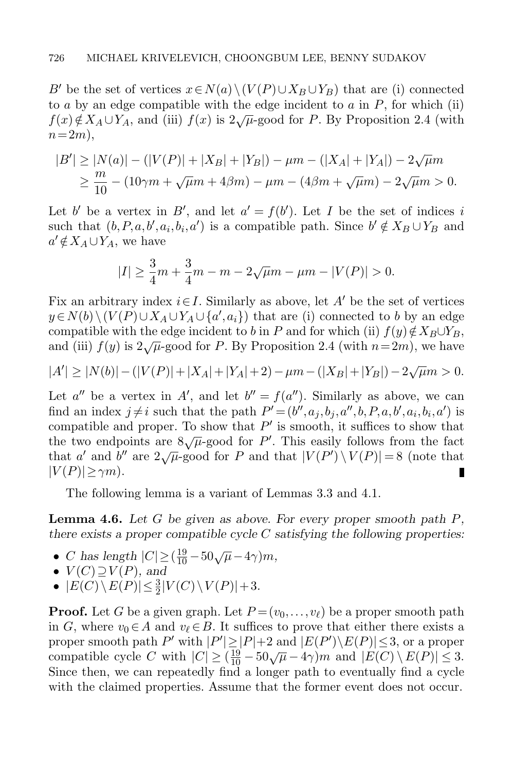$B'$ be the set of vertices $x \in N(a) \setminus (V(P) \cup X_B \cup Y_B)$ that are (i) connected to $a$ by an edge compatible with the edge incident to $a$ in $P$, for which (ii) $f(x) \notin X_A \cup Y_A$, and (iii) $f(x)$ is $2\sqrt{\mu}$-good for $P$. By Proposition 2.4 (with $n = 2m$),

$$
\begin{aligned}
|B'| &\geq |N(a)| - (|V(P)| + |X_B| + |Y_B|) - \mu m - (|X_A| + |Y_A|) - 2\sqrt{\mu} m \\
&\geq \frac{m}{10} - (10\gamma m + \sqrt{\mu} m + 4\beta m) - \mu m - (4\beta m + \sqrt{\mu} m) - 2\sqrt{\mu} m > 0.
\end{aligned}
$$

Let $b'$ be a vertex in $B'$, and let $a' = f(b')$. Let $I$ be the set of indices $i$ such that $(b, P, a, b', a_i, b_i, a')$ is a compatible path. Since $b' \notin X_B \cup Y_B$ and $a' \notin X_A \cup Y_A$, we have

$$
|I| \geq \frac{3}{4} m + \frac{3}{4} m - m - 2\sqrt{\mu} m - \mu m - |V(P)| > 0.
$$

Fix an arbitrary index $i \in I$. Similarly as above, let $A'$ be the set of vertices $y \in N(b) \setminus (V(P) \cup X_A \cup Y_A \cup \{a', a_i\})$ that are (i) connected to $b$ by an edge compatible with the edge incident to $b$ in $P$ and for which (ii) $f(y) \notin X_B \cup Y_B$, and (iii) $f(y)$ is $2\sqrt{\mu}$-good for $P$. By Proposition 2.4 (with $n = 2m$), we have

$$
|A'| \geq |N(b)| - (|V(P)| + |X_A| + |Y_A| + 2) - \mu m - (|X_B| + |Y_B|) - 2\sqrt{\mu} m > 0.
$$

Let $a''$ be a vertex in $A'$, and let $b'' = f(a'')$. Similarly as above, we can find an index $j \neq i$ such that the path $P' = (b'', a_j, b_j, a'', b, P, a, b', a_i, b_i, a')$ is compatible and proper. To show that $P'$ is smooth, it suffices to show that the two endpoints are $8\sqrt{\mu}$-good for $P'$. This easily follows from the fact that $a'$ and $b''$ are $2\sqrt{\mu}$-good for $P$ and that $|V(P') \setminus V(P)| = 8$ (note that $|V(P)| \geq \gamma m$). ∎

The following lemma is a variant of Lemmas 3.3 and 4.1.

**Lemma 4.6.** *Let $G$ be given as above. For every proper smooth path $P$, there exists a proper compatible cycle $C$ satisfying the following properties:*

- *$C$ has length $|C| \geq (\frac{19}{10} - 50\sqrt{\mu} - 4\gamma) m$,*
- *$V(C) \supseteq V(P)$, and*
- *$|E(C) \setminus E(P)| \leq \frac{3}{2} |V(C) \setminus V(P)| + 3$.*

**Proof.** Let $G$ be a given graph. Let $P = (v_0, \ldots, v_\ell)$ be a proper smooth path in $G$, where $v_0 \in A$ and $v_\ell \in B$. It suffices to prove that either there exists a proper smooth path $P'$ with $|P'| \geq |P| + 2$ and $|E(P') \setminus E(P)| \leq 3$, or a proper compatible cycle $C$ with $|C| \geq (\frac{19}{10} - 50\sqrt{\mu} - 4\gamma) m$ and $|E(C) \setminus E(P)| \leq 3$. Since then, we can repeatedly find a longer path to eventually find a cycle with the claimed properties. Assume that the former event does not occur.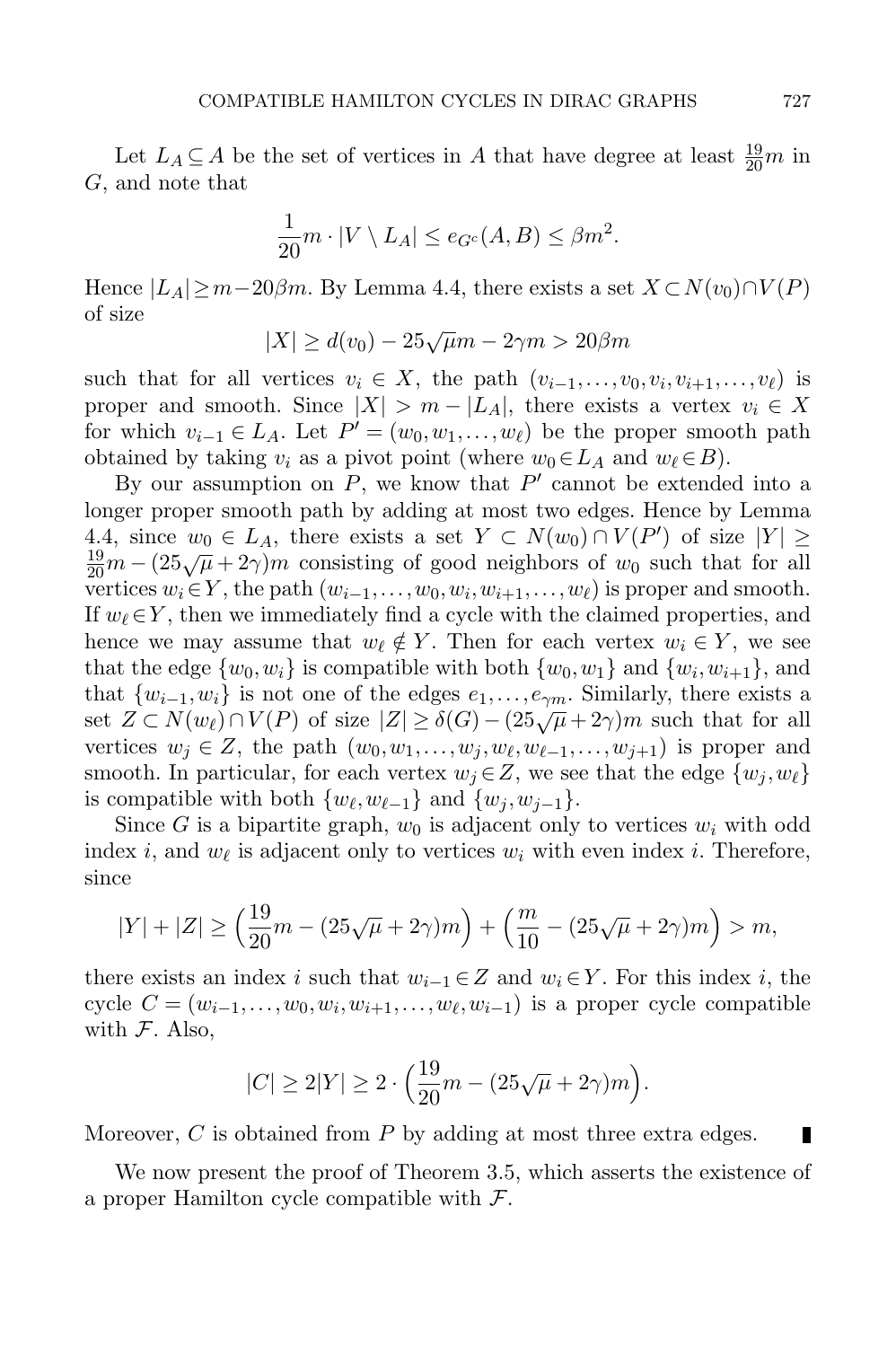Let $L_A \subseteq A$ be the set of vertices in $A$ that have degree at least $\frac{19}{20}m$ in $G$, and note that

$$\frac{1}{20}m \cdot |V \setminus L_A| \leq e_{G^c}(A, B) \leq \beta m^2.$$

Hence $|L_A| \geq m - 20\beta m$. By Lemma 4.4, there exists a set $X \subset N(v_0) \cap V(P)$ of size

$$|X| \geq d(v_0) - 25\sqrt{\mu}m - 2\gamma m > 20\beta m$$

such that for all vertices $v_i \in X$, the path $(v_{i-1}, \ldots, v_0, v_i, v_{i+1}, \ldots, v_\ell)$ is proper and smooth. Since $|X| > m - |L_A|$, there exists a vertex $v_i \in X$ for which $v_{i-1} \in L_A$. Let $P' = (w_0, w_1, \ldots, w_\ell)$ be the proper smooth path obtained by taking $v_i$ as a pivot point (where $w_0 \in L_A$ and $w_\ell \in B$).

By our assumption on $P$, we know that $P'$ cannot be extended into a longer proper smooth path by adding at most two edges. Hence by Lemma 4.4, since $w_0 \in L_A$, there exists a set $Y \subset N(w_0) \cap V(P')$ of size $|Y| \geq \frac{19}{20}m - (25\sqrt{\mu} + 2\gamma)m$ consisting of good neighbors of $w_0$ such that for all vertices $w_i \in Y$, the path $(w_{i-1}, \ldots, w_0, w_i, w_{i+1}, \ldots, w_\ell)$ is proper and smooth. If $w_\ell \in Y$, then we immediately find a cycle with the claimed properties, and hence we may assume that $w_\ell \notin Y$. Then for each vertex $w_i \in Y$, we see that the edge $\{w_0, w_i\}$ is compatible with both $\{w_0, w_1\}$ and $\{w_i, w_{i+1}\}$, and that $\{w_{i-1}, w_i\}$ is not one of the edges $e_1, \ldots, e_{\gamma m}$. Similarly, there exists a set $Z \subset N(w_\ell) \cap V(P)$ of size $|Z| \geq \delta(G) - (25\sqrt{\mu} + 2\gamma)m$ such that for all vertices $w_j \in Z$, the path $(w_0, w_1, \ldots, w_j, w_\ell, w_{\ell-1}, \ldots, w_{j+1})$ is proper and smooth. In particular, for each vertex $w_j \in Z$, we see that the edge $\{w_j, w_\ell\}$ is compatible with both $\{w_\ell, w_{\ell-1}\}$ and $\{w_j, w_{j-1}\}$.

Since $G$ is a bipartite graph, $w_0$ is adjacent only to vertices $w_i$ with odd index $i$, and $w_\ell$ is adjacent only to vertices $w_i$ with even index $i$. Therefore, since

$$|Y| + |Z| \geq \Big(\frac{19}{20}m - (25\sqrt{\mu} + 2\gamma)m\Big) + \Big(\frac{m}{10} - (25\sqrt{\mu} + 2\gamma)m\Big) > m,$$

there exists an index $i$ such that $w_{i-1} \in Z$ and $w_i \in Y$. For this index $i$, the cycle $C = (w_{i-1}, \ldots, w_0, w_i, w_{i+1}, \ldots, w_\ell, w_{i-1})$ is a proper cycle compatible with $\mathcal{F}$. Also,

$$|C| \geq 2|Y| \geq 2 \cdot \Big(\frac{19}{20}m - (25\sqrt{\mu} + 2\gamma)m\Big).$$

Moreover, $C$ is obtained from $P$ by adding at most three extra edges. ∎

We now present the proof of Theorem 3.5, which asserts the existence of a proper Hamilton cycle compatible with $\mathcal{F}$.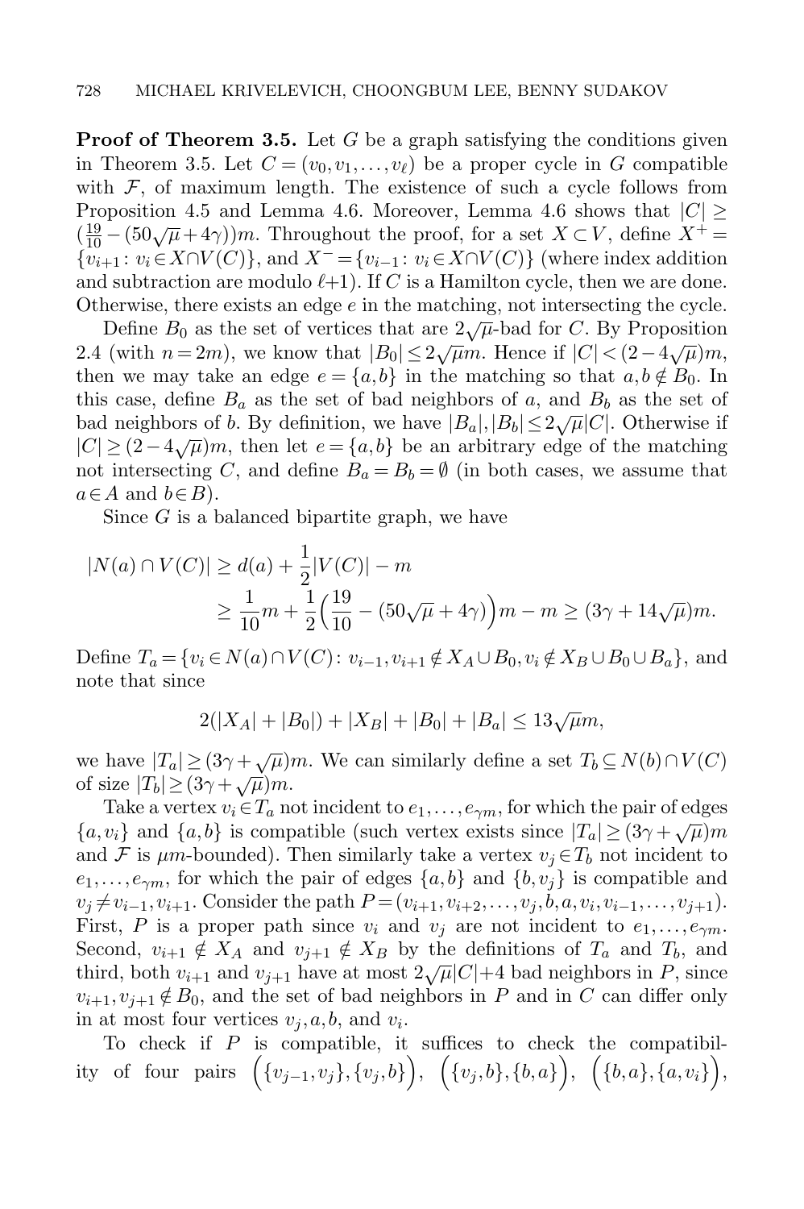**Proof of Theorem 3.5.** Let $G$ be a graph satisfying the conditions given in Theorem 3.5. Let $C=(v_0,v_1,\dots,v_\ell)$ be a proper cycle in $G$ compatible with $\mathcal{F}$, of maximum length. The existence of such a cycle follows from Proposition 4.5 and Lemma 4.6. Moreover, Lemma 4.6 shows that $|C| \geq (\frac{19}{10}-(50\sqrt{\mu}+4\gamma))m$. Throughout the proof, for a set $X \subset V$, define $X^+ = \{v_{i+1} \colon v_i \in X \cap V(C)\}$, and $X^- = \{v_{i-1} \colon v_i \in X \cap V(C)\}$ (where index addition and subtraction are modulo $\ell+1$). If $C$ is a Hamilton cycle, then we are done. Otherwise, there exists an edge $e$ in the matching, not intersecting the cycle.

Define $B_0$ as the set of vertices that are $2\sqrt{\mu}$-bad for $C$. By Proposition 2.4 (with $n=2m$), we know that $|B_0| \leq 2\sqrt{\mu}m$. Hence if $|C| < (2-4\sqrt{\mu})m$, then we may take an edge $e=\{a,b\}$ in the matching so that $a,b \notin B_0$. In this case, define $B_a$ as the set of bad neighbors of $a$, and $B_b$ as the set of bad neighbors of $b$. By definition, we have $|B_a|,|B_b| \leq 2\sqrt{\mu}|C|$. Otherwise if $|C| \geq (2-4\sqrt{\mu})m$, then let $e=\{a,b\}$ be an arbitrary edge of the matching not intersecting $C$, and define $B_a = B_b = \emptyset$ (in both cases, we assume that $a \in A$ and $b \in B$).

Since $G$ is a balanced bipartite graph, we have

$$
\begin{aligned}
|N(a) \cap V(C)| &\geq d(a) + \frac{1}{2}|V(C)| - m \\
&\geq \frac{1}{10}m + \frac{1}{2}\Big(\frac{19}{10} - (50\sqrt{\mu}+4\gamma)\Big)m - m \geq (3\gamma + 14\sqrt{\mu})m.
\end{aligned}
$$

Define $T_a = \{v_i \in N(a) \cap V(C) \colon v_{i-1}, v_{i+1} \notin X_A \cup B_0, v_i \notin X_B \cup B_0 \cup B_a\}$, and note that since

$$
2(|X_A| + |B_0|) + |X_B| + |B_0| + |B_a| \leq 13\sqrt{\mu}m,
$$

we have $|T_a| \geq (3\gamma + \sqrt{\mu})m$. We can similarly define a set $T_b \subseteq N(b) \cap V(C)$ of size $|T_b| \geq (3\gamma + \sqrt{\mu})m$.

Take a vertex $v_i \in T_a$ not incident to $e_1,\dots,e_{\gamma m}$, for which the pair of edges $\{a,v_i\}$ and $\{a,b\}$ is compatible (such vertex exists since $|T_a| \geq (3\gamma+\sqrt{\mu})m$ and $\mathcal{F}$ is $\mu m$-bounded). Then similarly take a vertex $v_j \in T_b$ not incident to $e_1,\dots,e_{\gamma m}$, for which the pair of edges $\{a,b\}$ and $\{b,v_j\}$ is compatible and $v_j \neq v_{i-1}, v_{i+1}$. Consider the path $P=(v_{i+1},v_{i+2},\dots,v_j,b,a,v_i,v_{i-1},\dots,v_{j+1})$. First, $P$ is a proper path since $v_i$ and $v_j$ are not incident to $e_1,\dots,e_{\gamma m}$. Second, $v_{i+1} \notin X_A$ and $v_{j+1} \notin X_B$ by the definitions of $T_a$ and $T_b$, and third, both $v_{i+1}$ and $v_{j+1}$ have at most $2\sqrt{\mu}|C|+4$ bad neighbors in $P$, since $v_{i+1}, v_{j+1} \notin B_0$, and the set of bad neighbors in $P$ and in $C$ can differ only in at most four vertices $v_j, a, b$, and $v_i$.

To check if $P$ is compatible, it suffices to check the compatibility of four pairs $\Big(\{v_{j-1},v_j\},\{v_j,b\}\Big)$, $\Big(\{v_j,b\},\{b,a\}\Big)$, $\Big(\{b,a\},\{a,v_i\}\Big)$,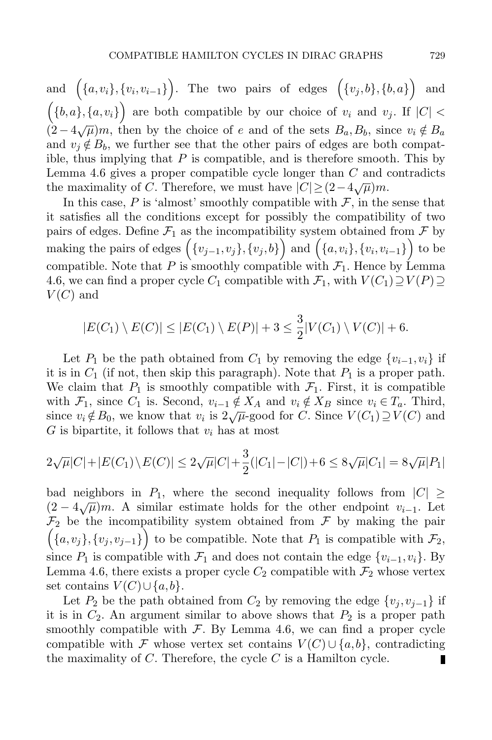and $\Big(\{a, v_i\}, \{v_i, v_{i-1}\}\Big)$. The two pairs of edges $\Big(\{v_j, b\}, \{b, a\}\Big)$ and $\Big(\{b, a\}, \{a, v_i\}\Big)$ are both compatible by our choice of $v_i$ and $v_j$. If $|C| < (2 - 4\sqrt{\mu})m$, then by the choice of $e$ and of the sets $B_a, B_b$, since $v_i \notin B_a$ and $v_j \notin B_b$, we further see that the other pairs of edges are both compatible, thus implying that $P$ is compatible, and is therefore smooth. This by Lemma 4.6 gives a proper compatible cycle longer than $C$ and contradicts the maximality of $C$. Therefore, we must have $|C| \geq (2 - 4\sqrt{\mu})m$.

In this case, $P$ is 'almost' smoothly compatible with $\mathcal{F}$, in the sense that it satisfies all the conditions except for possibly the compatibility of two pairs of edges. Define $\mathcal{F}_1$ as the incompatibility system obtained from $\mathcal{F}$ by making the pairs of edges $\Big(\{v_{j-1}, v_j\}, \{v_j, b\}\Big)$ and $\Big(\{a, v_i\}, \{v_i, v_{i-1}\}\Big)$ to be compatible. Note that $P$ is smoothly compatible with $\mathcal{F}_1$. Hence by Lemma 4.6, we can find a proper cycle $C_1$ compatible with $\mathcal{F}_1$, with $V(C_1) \supseteq V(P) \supseteq V(C)$ and

$$|E(C_1) \setminus E(C)| \leq |E(C_1) \setminus E(P)| + 3 \leq \frac{3}{2}|V(C_1) \setminus V(C)| + 6.$$

Let $P_1$ be the path obtained from $C_1$ by removing the edge $\{v_{i-1}, v_i\}$ if it is in $C_1$ (if not, then skip this paragraph). Note that $P_1$ is a proper path. We claim that $P_1$ is smoothly compatible with $\mathcal{F}_1$. First, it is compatible with $\mathcal{F}_1$, since $C_1$ is. Second, $v_{i-1} \notin X_A$ and $v_i \notin X_B$ since $v_i \in T_a$. Third, since $v_i \notin B_0$, we know that $v_i$ is $2\sqrt{\mu}$-good for $C$. Since $V(C_1) \supseteq V(C)$ and $G$ is bipartite, it follows that $v_i$ has at most

$$2\sqrt{\mu}|C| + |E(C_1) \setminus E(C)| \leq 2\sqrt{\mu}|C| + \frac{3}{2}(|C_1| - |C|) + 6 \leq 8\sqrt{\mu}|C_1| = 8\sqrt{\mu}|P_1|$$

bad neighbors in $P_1$, where the second inequality follows from $|C| \geq (2 - 4\sqrt{\mu})m$. A similar estimate holds for the other endpoint $v_{i-1}$. Let $\mathcal{F}_2$ be the incompatibility system obtained from $\mathcal{F}$ by making the pair $\Big(\{a, v_j\}, \{v_j, v_{j-1}\}\Big)$ to be compatible. Note that $P_1$ is compatible with $\mathcal{F}_2$, since $P_1$ is compatible with $\mathcal{F}_1$ and does not contain the edge $\{v_{i-1}, v_i\}$. By Lemma 4.6, there exists a proper cycle $C_2$ compatible with $\mathcal{F}_2$ whose vertex set contains $V(C) \cup \{a, b\}$.

Let $P_2$ be the path obtained from $C_2$ by removing the edge $\{v_j, v_{j-1}\}$ if it is in $C_2$. An argument similar to above shows that $P_2$ is a proper path smoothly compatible with $\mathcal{F}$. By Lemma 4.6, we can find a proper cycle compatible with $\mathcal{F}$ whose vertex set contains $V(C) \cup \{a, b\}$, contradicting the maximality of $C$. Therefore, the cycle $C$ is a Hamilton cycle. ∎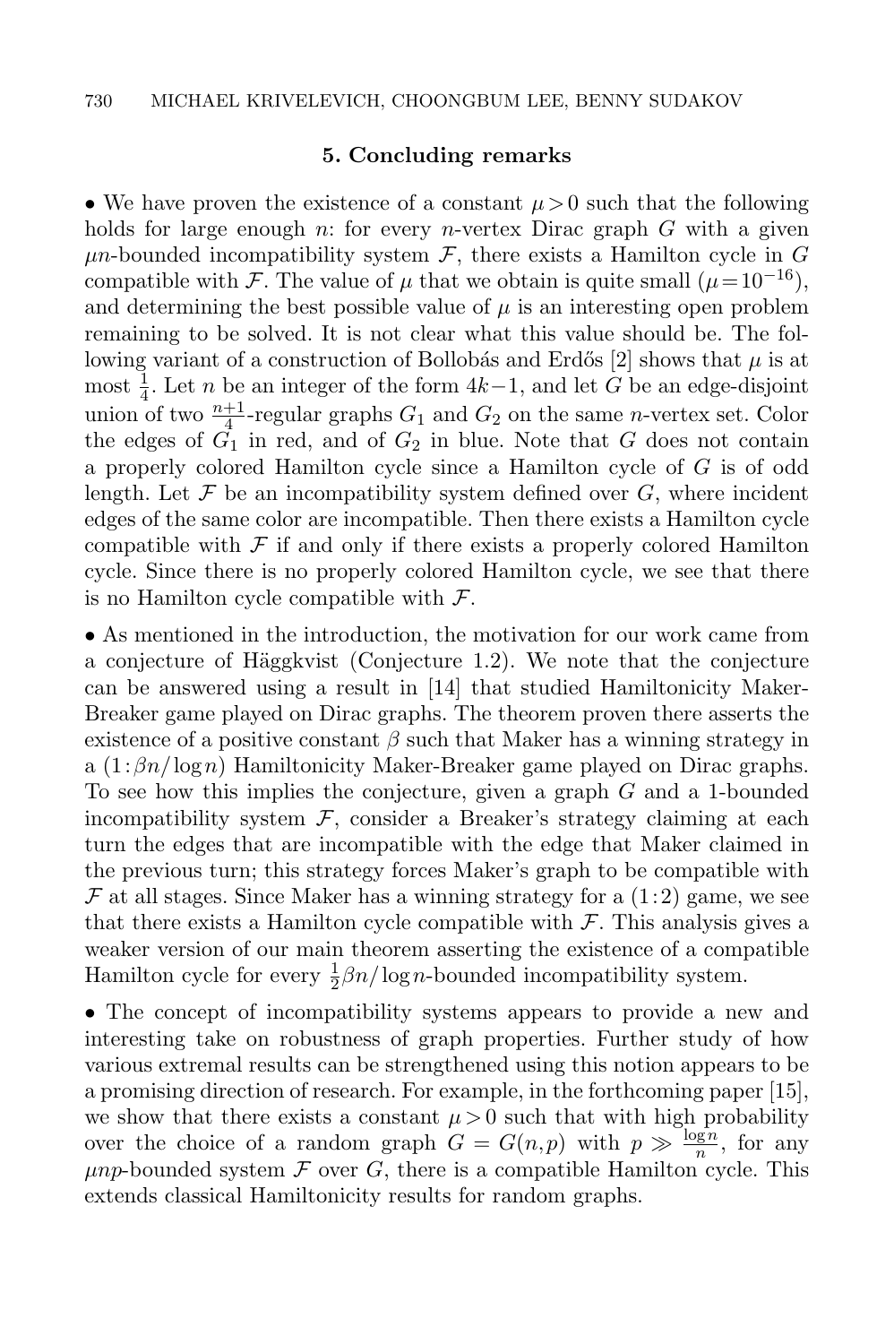## 5. Concluding remarks

• We have proven the existence of a constant $\mu > 0$ such that the following holds for large enough $n$: for every $n$-vertex Dirac graph $G$ with a given $\mu n$-bounded incompatibility system $\mathcal{F}$, there exists a Hamilton cycle in $G$ compatible with $\mathcal{F}$. The value of $\mu$ that we obtain is quite small ($\mu = 10^{-16}$), and determining the best possible value of $\mu$ is an interesting open problem remaining to be solved. It is not clear what this value should be. The following variant of a construction of Bollobás and Erdős [2] shows that $\mu$ is at most $\frac{1}{4}$. Let $n$ be an integer of the form $4k-1$, and let $G$ be an edge-disjoint union of two $\frac{n+1}{4}$-regular graphs $G_1$ and $G_2$ on the same $n$-vertex set. Color the edges of $G_1$ in red, and of $G_2$ in blue. Note that $G$ does not contain a properly colored Hamilton cycle since a Hamilton cycle of $G$ is of odd length. Let $\mathcal{F}$ be an incompatibility system defined over $G$, where incident edges of the same color are incompatible. Then there exists a Hamilton cycle compatible with $\mathcal{F}$ if and only if there exists a properly colored Hamilton cycle. Since there is no properly colored Hamilton cycle, we see that there is no Hamilton cycle compatible with $\mathcal{F}$.

• As mentioned in the introduction, the motivation for our work came from a conjecture of Häggkvist (Conjecture 1.2). We note that the conjecture can be answered using a result in [14] that studied Hamiltonicity Maker-Breaker game played on Dirac graphs. The theorem proven there asserts the existence of a positive constant $\beta$ such that Maker has a winning strategy in a $(1 : \beta n/\log n)$ Hamiltonicity Maker-Breaker game played on Dirac graphs. To see how this implies the conjecture, given a graph $G$ and a 1-bounded incompatibility system $\mathcal{F}$, consider a Breaker's strategy claiming at each turn the edges that are incompatible with the edge that Maker claimed in the previous turn; this strategy forces Maker's graph to be compatible with $\mathcal{F}$ at all stages. Since Maker has a winning strategy for a $(1 : 2)$ game, we see that there exists a Hamilton cycle compatible with $\mathcal{F}$. This analysis gives a weaker version of our main theorem asserting the existence of a compatible Hamilton cycle for every $\frac{1}{2}\beta n/\log n$-bounded incompatibility system.

• The concept of incompatibility systems appears to provide a new and interesting take on robustness of graph properties. Further study of how various extremal results can be strengthened using this notion appears to be a promising direction of research. For example, in the forthcoming paper [15], we show that there exists a constant $\mu > 0$ such that with high probability over the choice of a random graph $G = G(n,p)$ with $p \gg \frac{\log n}{n}$, for any $\mu np$-bounded system $\mathcal{F}$ over $G$, there is a compatible Hamilton cycle. This extends classical Hamiltonicity results for random graphs.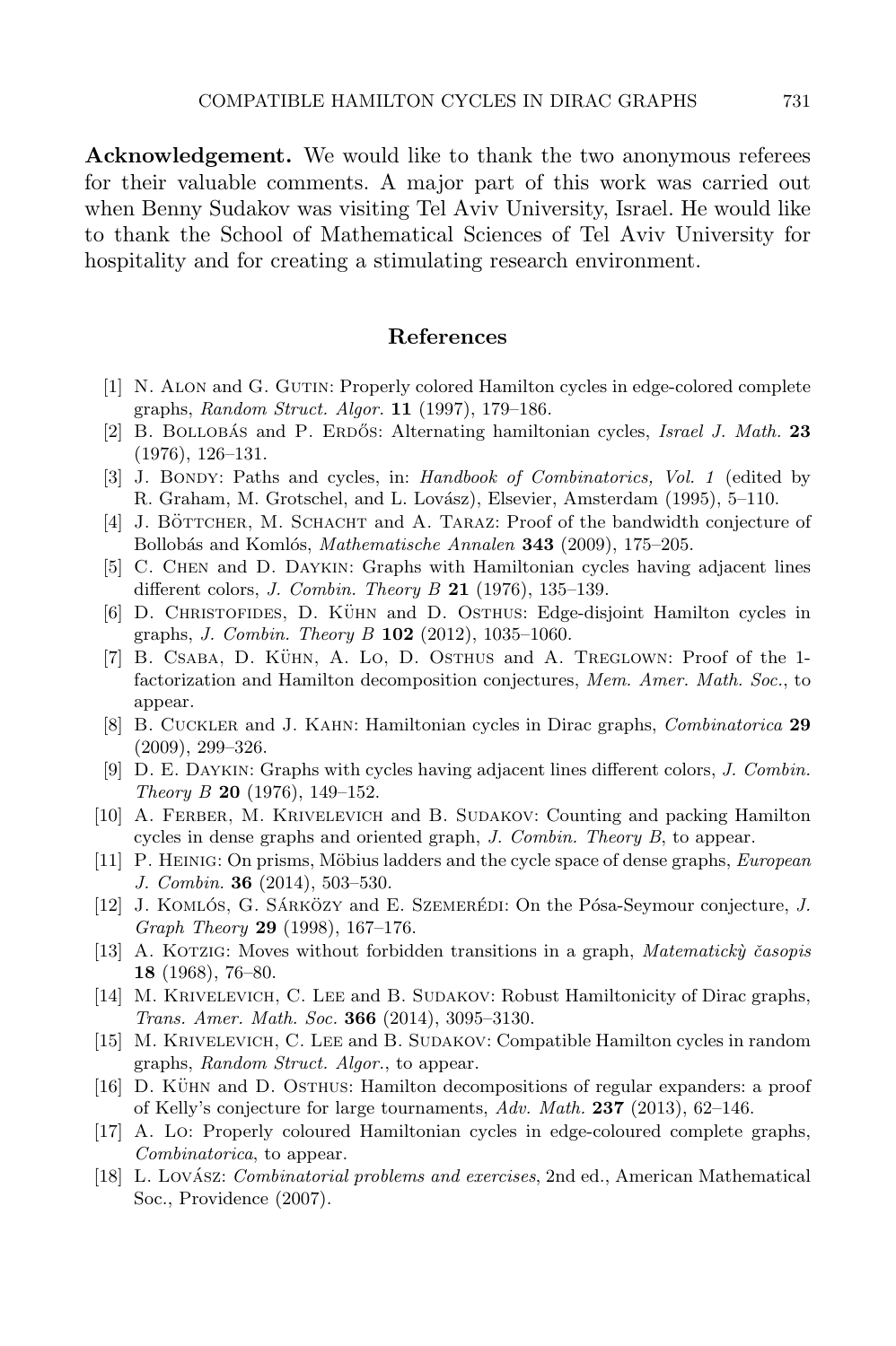**Acknowledgement.** We would like to thank the two anonymous referees for their valuable comments. A major part of this work was carried out when Benny Sudakov was visiting Tel Aviv University, Israel. He would like to thank the School of Mathematical Sciences of Tel Aviv University for hospitality and for creating a stimulating research environment.

## References

[1] N. Alon and G. Gutin: Properly colored Hamilton cycles in edge-colored complete graphs, *Random Struct. Algor.* **11** (1997), 179–186.

[2] B. Bollobás and P. Erdős: Alternating hamiltonian cycles, *Israel J. Math.* **23** (1976), 126–131.

[3] J. Bondy: Paths and cycles, in: *Handbook of Combinatorics, Vol. 1* (edited by R. Graham, M. Grotschel, and L. Lovász), Elsevier, Amsterdam (1995), 5–110.

[4] J. Böttcher, M. Schacht and A. Taraz: Proof of the bandwidth conjecture of Bollobás and Komlós, *Mathematische Annalen* **343** (2009), 175–205.

[5] C. Chen and D. Daykin: Graphs with Hamiltonian cycles having adjacent lines different colors, *J. Combin. Theory B* **21** (1976), 135–139.

[6] D. Christofides, D. Kühn and D. Osthus: Edge-disjoint Hamilton cycles in graphs, *J. Combin. Theory B* **102** (2012), 1035–1060.

[7] B. Csaba, D. Kühn, A. Lo, D. Osthus and A. Treglown: Proof of the 1-factorization and Hamilton decomposition conjectures, *Mem. Amer. Math. Soc.*, to appear.

[8] B. Cuckler and J. Kahn: Hamiltonian cycles in Dirac graphs, *Combinatorica* **29** (2009), 299–326.

[9] D. E. Daykin: Graphs with cycles having adjacent lines different colors, *J. Combin. Theory B* **20** (1976), 149–152.

[10] A. Ferber, M. Krivelevich and B. Sudakov: Counting and packing Hamilton cycles in dense graphs and oriented graph, *J. Combin. Theory B*, to appear.

[11] P. Heinig: On prisms, Möbius ladders and the cycle space of dense graphs, *European J. Combin.* **36** (2014), 503–530.

[12] J. Komlós, G. Sárközy and E. Szemerédi: On the Pósa-Seymour conjecture, *J. Graph Theory* **29** (1998), 167–176.

[13] A. Kotzig: Moves without forbidden transitions in a graph, *Matematickỳ časopis* **18** (1968), 76–80.

[14] M. Krivelevich, C. Lee and B. Sudakov: Robust Hamiltonicity of Dirac graphs, *Trans. Amer. Math. Soc.* **366** (2014), 3095–3130.

[15] M. Krivelevich, C. Lee and B. Sudakov: Compatible Hamilton cycles in random graphs, *Random Struct. Algor.*, to appear.

[16] D. Kühn and D. Osthus: Hamilton decompositions of regular expanders: a proof of Kelly's conjecture for large tournaments, *Adv. Math.* **237** (2013), 62–146.

[17] A. Lo: Properly coloured Hamiltonian cycles in edge-coloured complete graphs, *Combinatorica*, to appear.

[18] L. Lovász: *Combinatorial problems and exercises*, 2nd ed., American Mathematical Soc., Providence (2007).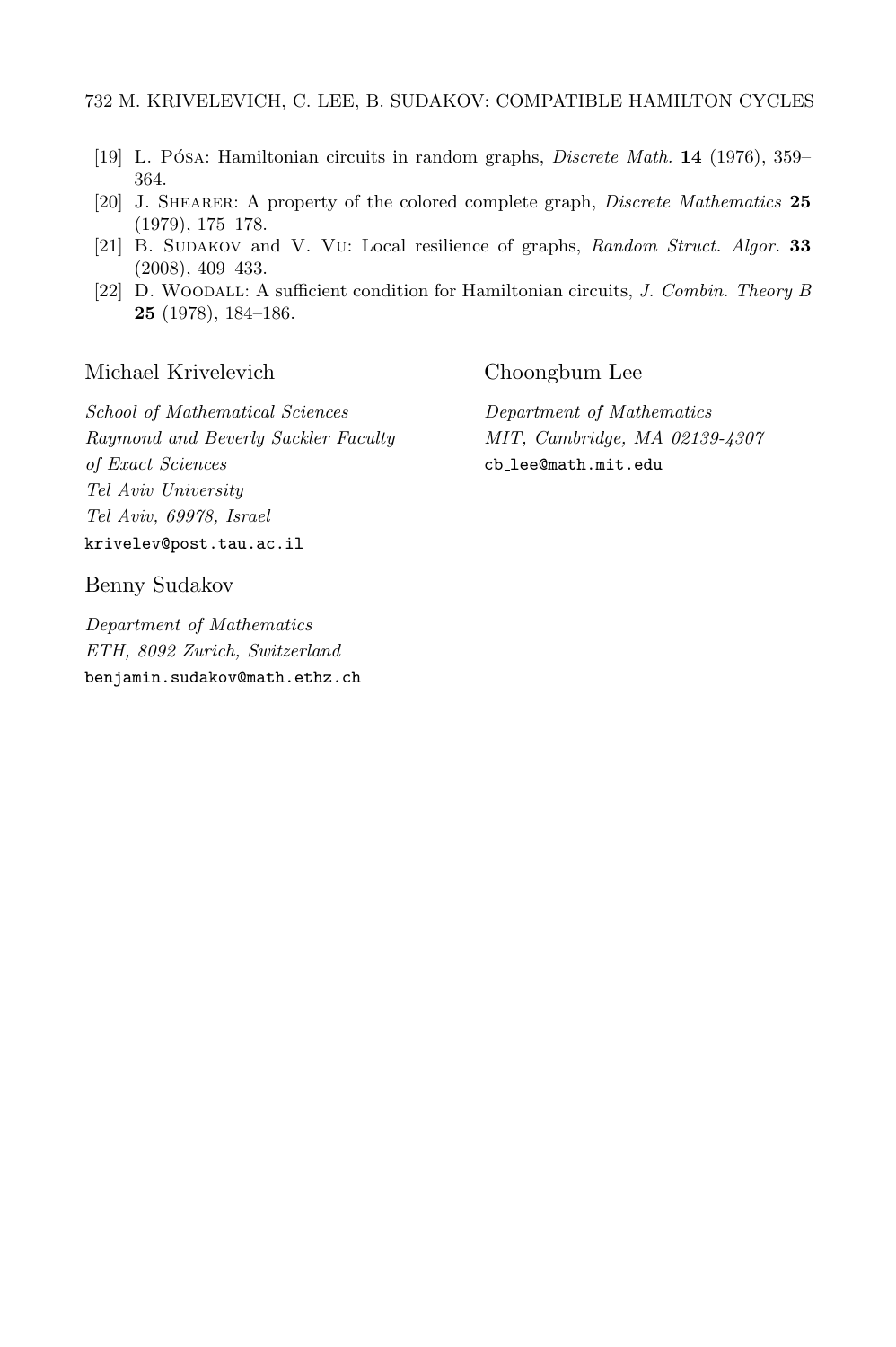[19] L. Pósa: Hamiltonian circuits in random graphs, *Discrete Math.* **14** (1976), 359–364.

[20] J. Shearer: A property of the colored complete graph, *Discrete Mathematics* **25** (1979), 175–178.

[21] B. Sudakov and V. Vu: Local resilience of graphs, *Random Struct. Algor.* **33** (2008), 409–433.

[22] D. Woodall: A sufficient condition for Hamiltonian circuits, *J. Combin. Theory B* **25** (1978), 184–186.

Michael Krivelevich

*School of Mathematical Sciences*
*Raymond and Beverly Sackler Faculty of Exact Sciences*
*Tel Aviv University*
*Tel Aviv, 69978, Israel*
krivelev@post.tau.ac.il

Choongbum Lee

*Department of Mathematics*
*MIT, Cambridge, MA 02139-4307*
cb_lee@math.mit.edu

Benny Sudakov

*Department of Mathematics*
*ETH, 8092 Zurich, Switzerland*
benjamin.sudakov@math.ethz.ch